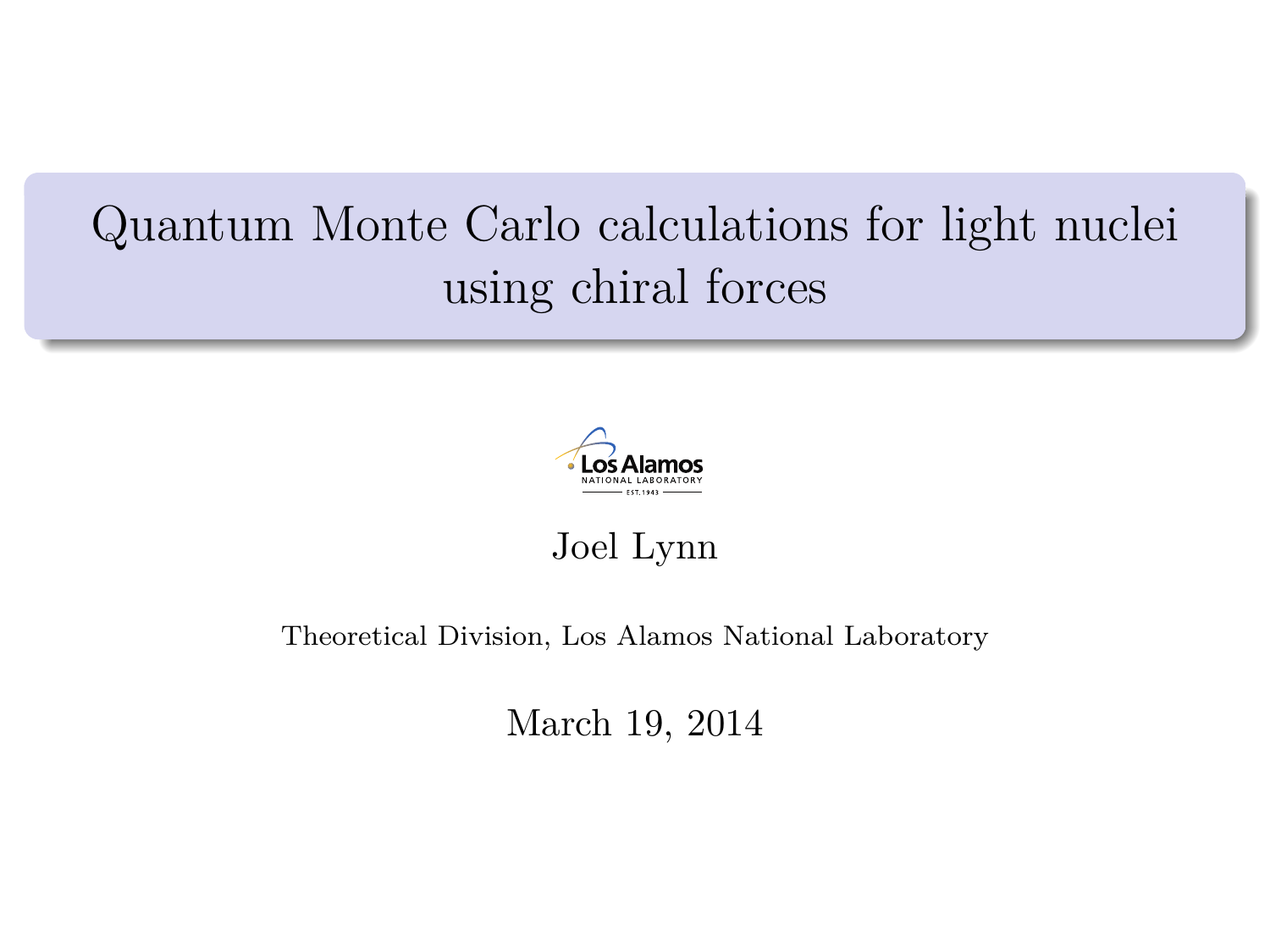# Quantum Monte Carlo calculations for light nuclei using chiral forces

Los Alamos NATIONAL LABORATORY EST. 1943

Joel Lynn

Theoretical Division, Los Alamos National Laboratory

March 19, 2014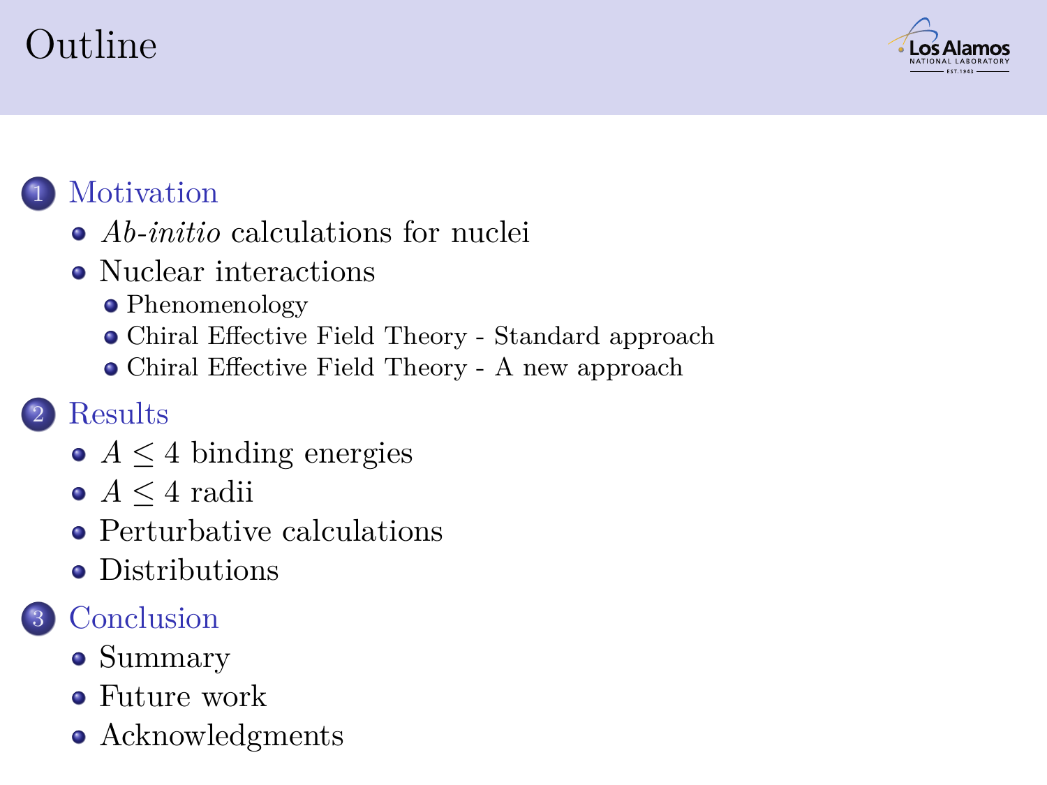# Outline

1. Motivation
   - *Ab-initio* calculations for nuclei
   - Nuclear interactions
     - Phenomenology
     - Chiral Effective Field Theory - Standard approach
     - Chiral Effective Field Theory - A new approach
2. Results
   - $A \leq 4$ binding energies
   - $A \leq 4$ radii
   - Perturbative calculations
   - Distributions
3. Conclusion
   - Summary
   - Future work
   - Acknowledgments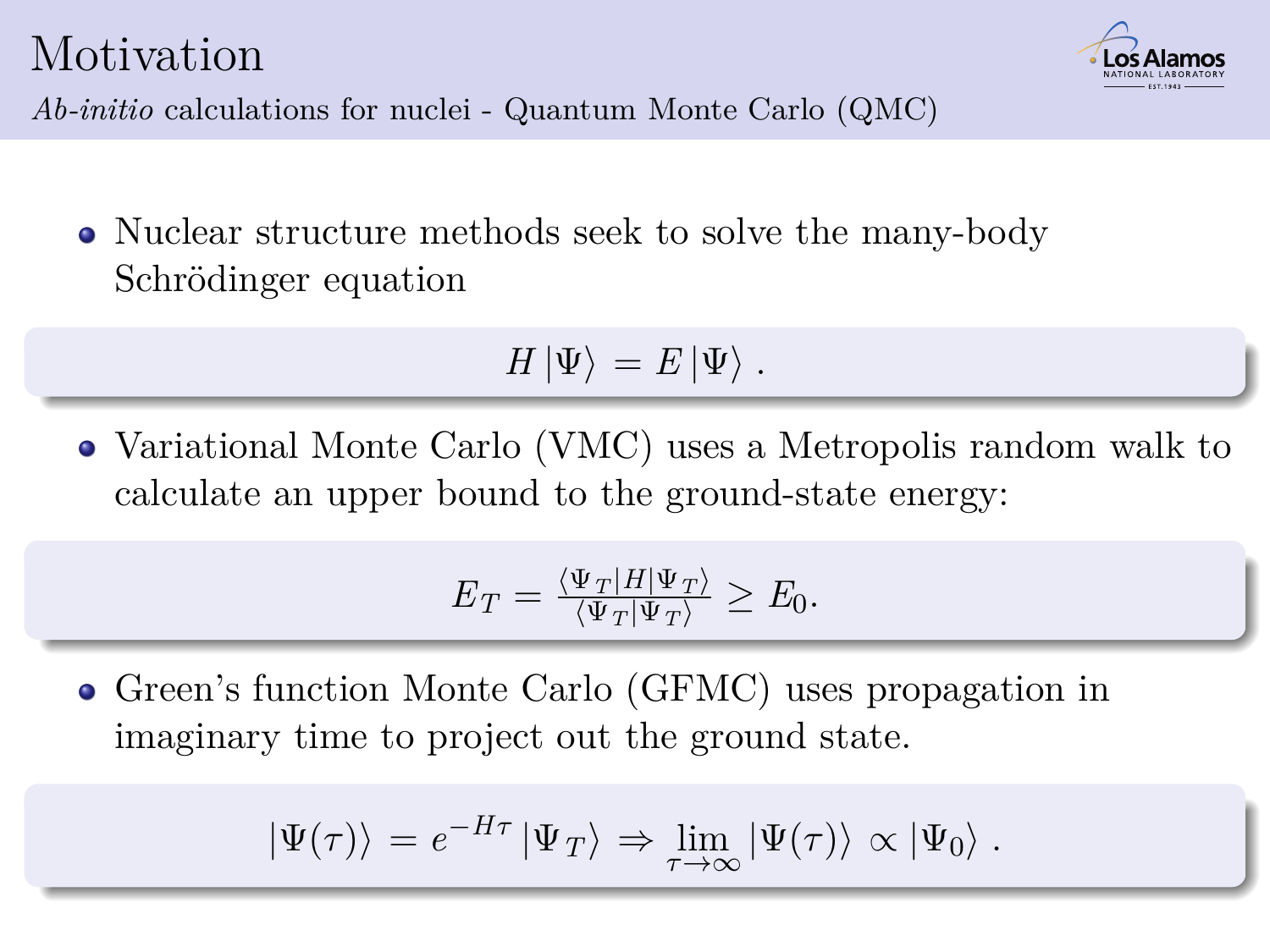# Motivation

*Ab-initio* calculations for nuclei - Quantum Monte Carlo (QMC)

- Nuclear structure methods seek to solve the many-body Schrödinger equation

$$H |\Psi\rangle = E |\Psi\rangle \ .$$

- Variational Monte Carlo (VMC) uses a Metropolis random walk to calculate an upper bound to the ground-state energy:

$$E_T = \frac{\langle \Psi_T | H | \Psi_T \rangle}{\langle \Psi_T | \Psi_T \rangle} \geq E_0.$$

- Green's function Monte Carlo (GFMC) uses propagation in imaginary time to project out the ground state.

$$|\Psi(\tau)\rangle = e^{-H\tau} |\Psi_T\rangle \Rightarrow \lim_{\tau \to \infty} |\Psi(\tau)\rangle \propto |\Psi_0\rangle \ .$$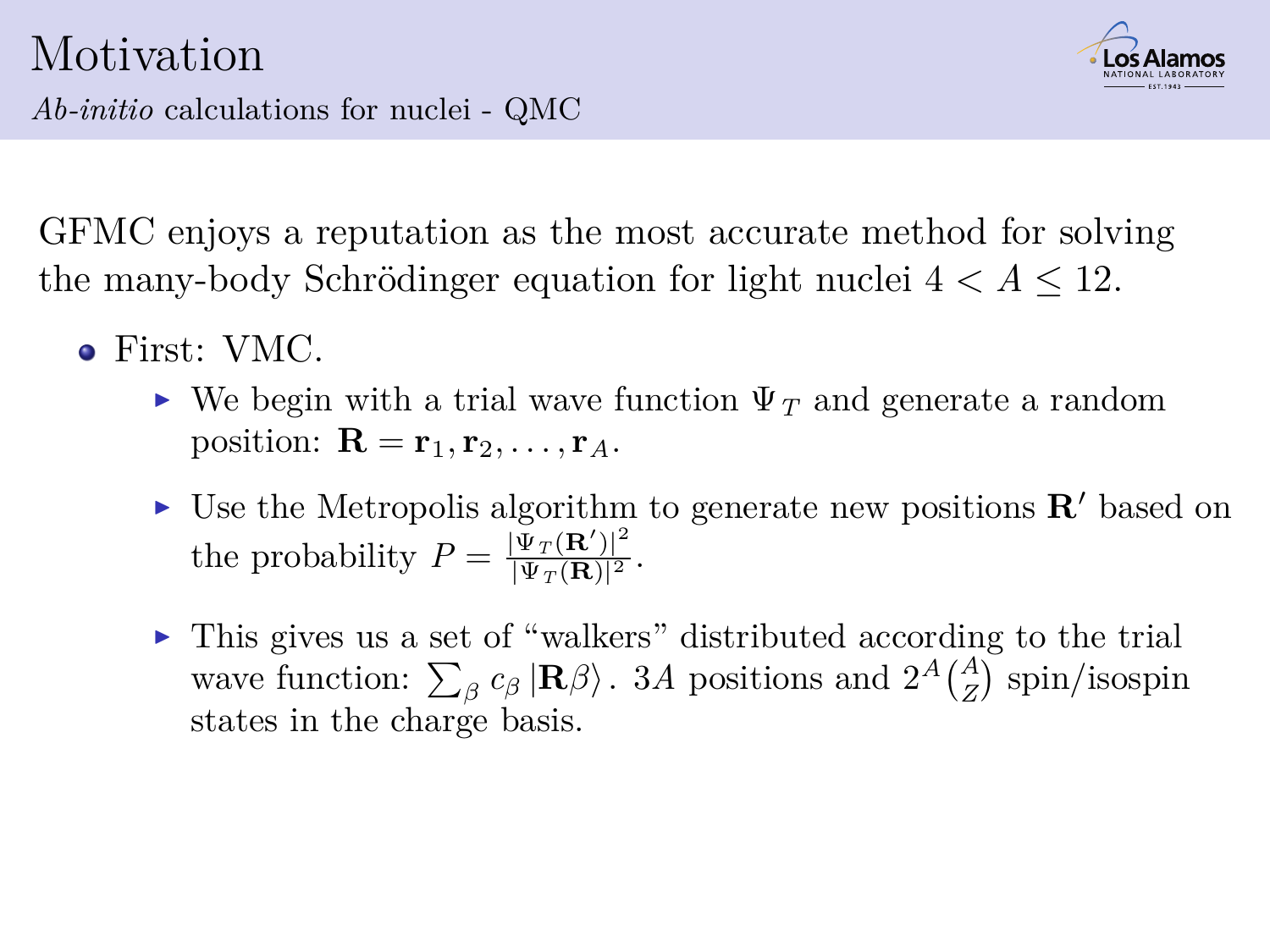# Motivation

*Ab-initio* calculations for nuclei - QMC

GFMC enjoys a reputation as the most accurate method for solving the many-body Schrödinger equation for light nuclei $4 < A \leq 12$.

- First: VMC.
  - We begin with a trial wave function $\Psi_T$ and generate a random position: $\mathbf{R} = \mathbf{r}_1, \mathbf{r}_2, \ldots, \mathbf{r}_A$.
  - Use the Metropolis algorithm to generate new positions $\mathbf{R}'$ based on the probability $P = \frac{|\Psi_T(\mathbf{R}')|^2}{|\Psi_T(\mathbf{R})|^2}$.
  - This gives us a set of "walkers" distributed according to the trial wave function: $\sum_\beta c_\beta \left|\mathbf{R}\beta\right\rangle$. $3A$ positions and $2^A \binom{A}{Z}$ spin/isospin states in the charge basis.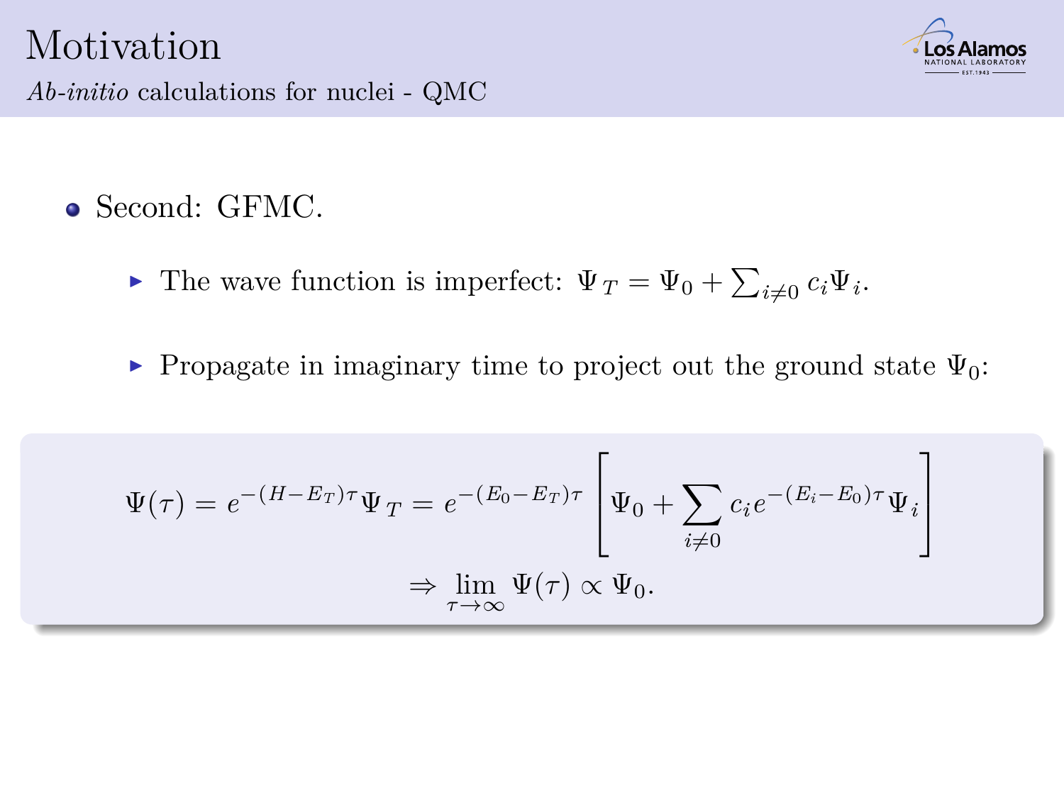# Motivation

*Ab-initio* calculations for nuclei - QMC

- Second: GFMC.
  - The wave function is imperfect: $\Psi_T = \Psi_0 + \sum_{i \neq 0} c_i \Psi_i$.
  - Propagate in imaginary time to project out the ground state $\Psi_0$:

$$\Psi(\tau) = e^{-(H - E_T)\tau} \Psi_T = e^{-(E_0 - E_T)\tau} \left[ \Psi_0 + \sum_{i \neq 0} c_i e^{-(E_i - E_0)\tau} \Psi_i \right]$$

$$\Rightarrow \lim_{\tau \to \infty} \Psi(\tau) \propto \Psi_0.$$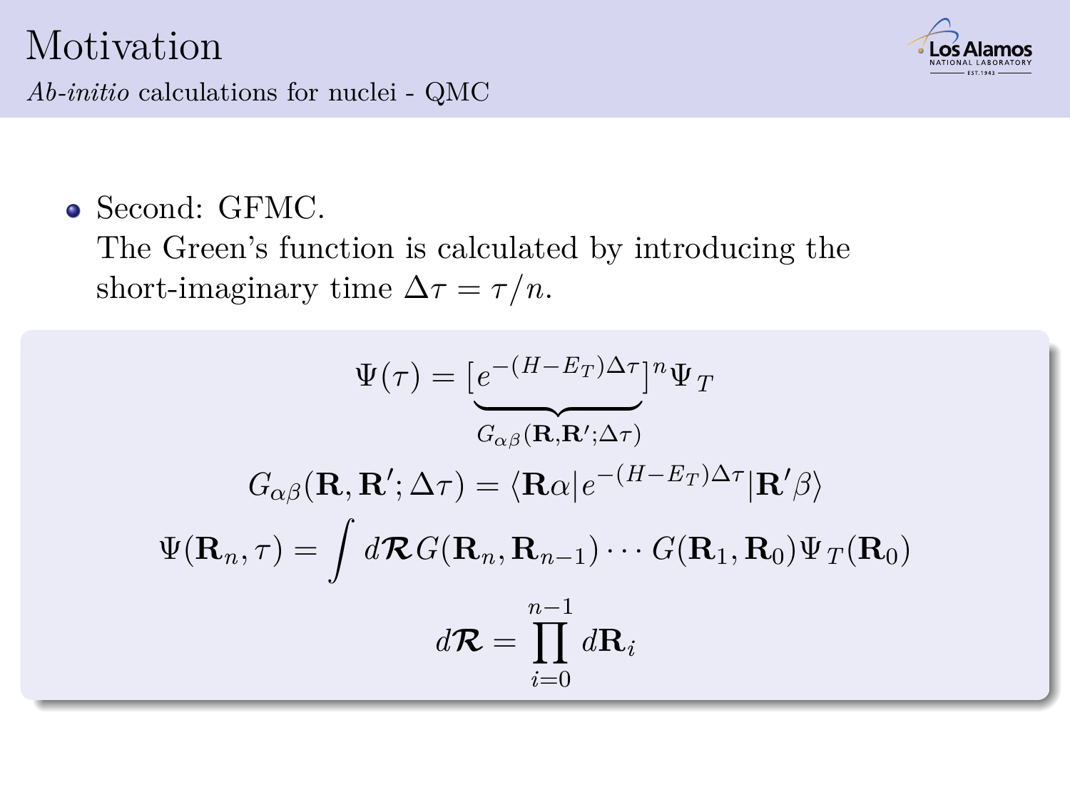# Motivation

*Ab-initio* calculations for nuclei - QMC

- Second: GFMC.
  The Green's function is calculated by introducing the short-imaginary time $\Delta\tau = \tau/n$.

$$\Psi(\tau) = [\underbrace{e^{-(H-E_T)\Delta\tau}}_{G_{\alpha\beta}(\mathbf{R},\mathbf{R}';\Delta\tau)}]^n \Psi_T$$

$$G_{\alpha\beta}(\mathbf{R},\mathbf{R}';\Delta\tau) = \langle \mathbf{R}\alpha | e^{-(H-E_T)\Delta\tau} | \mathbf{R}'\beta \rangle$$

$$\Psi(\mathbf{R}_n,\tau) = \int d\boldsymbol{\mathcal{R}}\, G(\mathbf{R}_n,\mathbf{R}_{n-1}) \cdots G(\mathbf{R}_1,\mathbf{R}_0)\Psi_T(\mathbf{R}_0)$$

$$d\boldsymbol{\mathcal{R}} = \prod_{i=0}^{n-1} d\mathbf{R}_i$$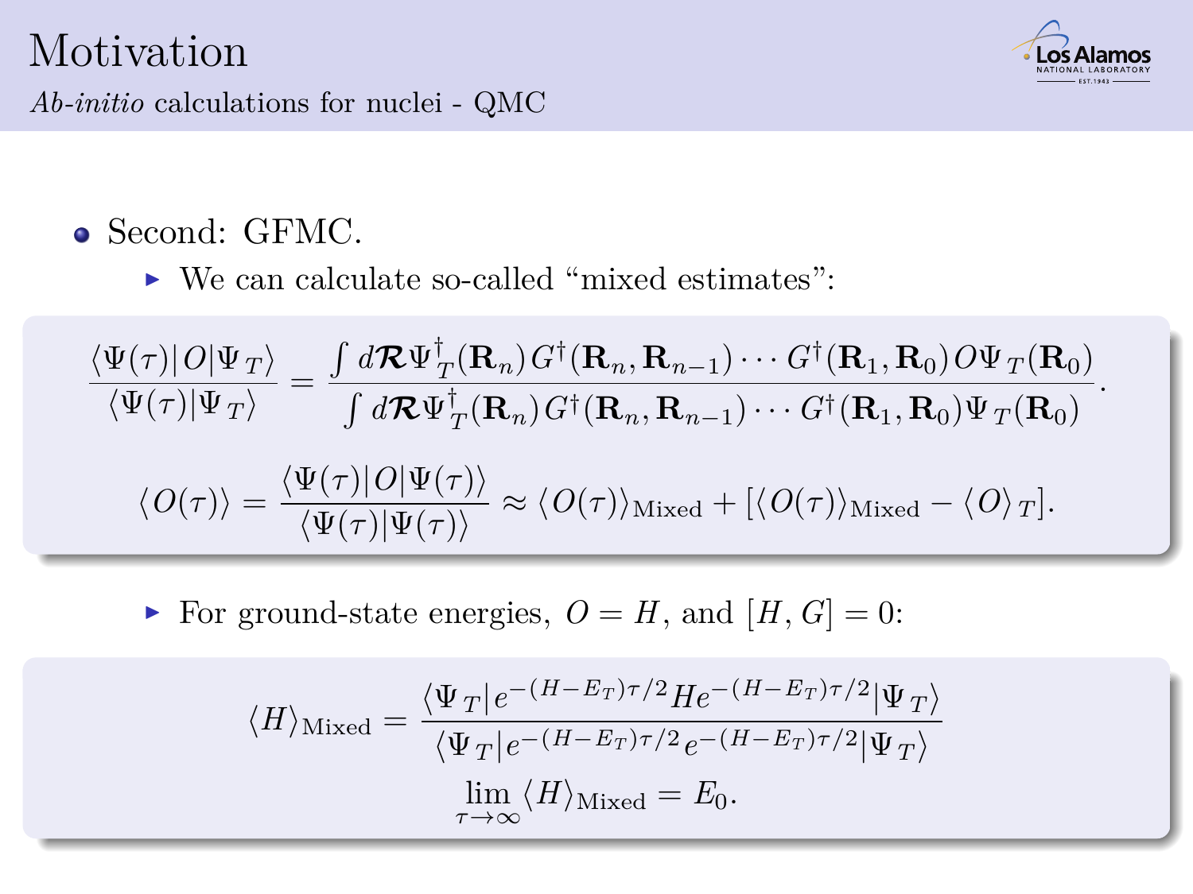# Motivation

## *Ab-initio* calculations for nuclei - QMC

- Second: GFMC.
  - We can calculate so-called "mixed estimates":

$$\frac{\langle \Psi(\tau)|O|\Psi_T\rangle}{\langle \Psi(\tau)|\Psi_T\rangle} = \frac{\int d\boldsymbol{\mathcal{R}} \Psi_T^{\dagger}(\mathbf{R}_n) G^{\dagger}(\mathbf{R}_n, \mathbf{R}_{n-1}) \cdots G^{\dagger}(\mathbf{R}_1, \mathbf{R}_0) O \Psi_T(\mathbf{R}_0)}{\int d\boldsymbol{\mathcal{R}} \Psi_T^{\dagger}(\mathbf{R}_n) G^{\dagger}(\mathbf{R}_n, \mathbf{R}_{n-1}) \cdots G^{\dagger}(\mathbf{R}_1, \mathbf{R}_0) \Psi_T(\mathbf{R}_0)}.$$

$$\langle O(\tau)\rangle = \frac{\langle \Psi(\tau)|O|\Psi(\tau)\rangle}{\langle \Psi(\tau)|\Psi(\tau)\rangle} \approx \langle O(\tau)\rangle_{\text{Mixed}} + [\langle O(\tau)\rangle_{\text{Mixed}} - \langle O\rangle_T].$$

  - For ground-state energies, $O = H$, and $[H, G] = 0$:

$$\langle H\rangle_{\text{Mixed}} = \frac{\langle \Psi_T| e^{-(H-E_T)\tau/2} H e^{-(H-E_T)\tau/2}|\Psi_T\rangle}{\langle \Psi_T| e^{-(H-E_T)\tau/2} e^{-(H-E_T)\tau/2}|\Psi_T\rangle}$$

$$\lim_{\tau\to\infty} \langle H\rangle_{\text{Mixed}} = E_0.$$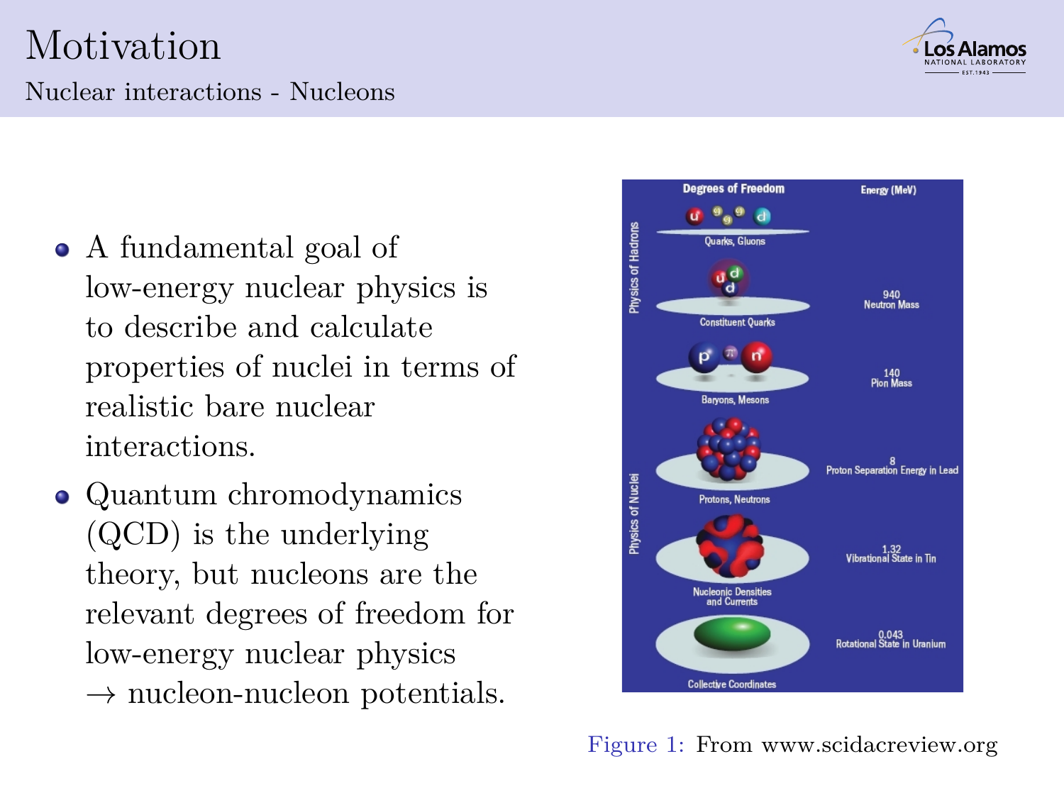# Motivation

## Nuclear interactions - Nucleons

- A fundamental goal of low-energy nuclear physics is to describe and calculate properties of nuclei in terms of realistic bare nuclear interactions.
- Quantum chromodynamics (QCD) is the underlying theory, but nucleons are the relevant degrees of freedom for low-energy nuclear physics $\rightarrow$ nucleon-nucleon potentials.

Figure 1: From www.scidacreview.org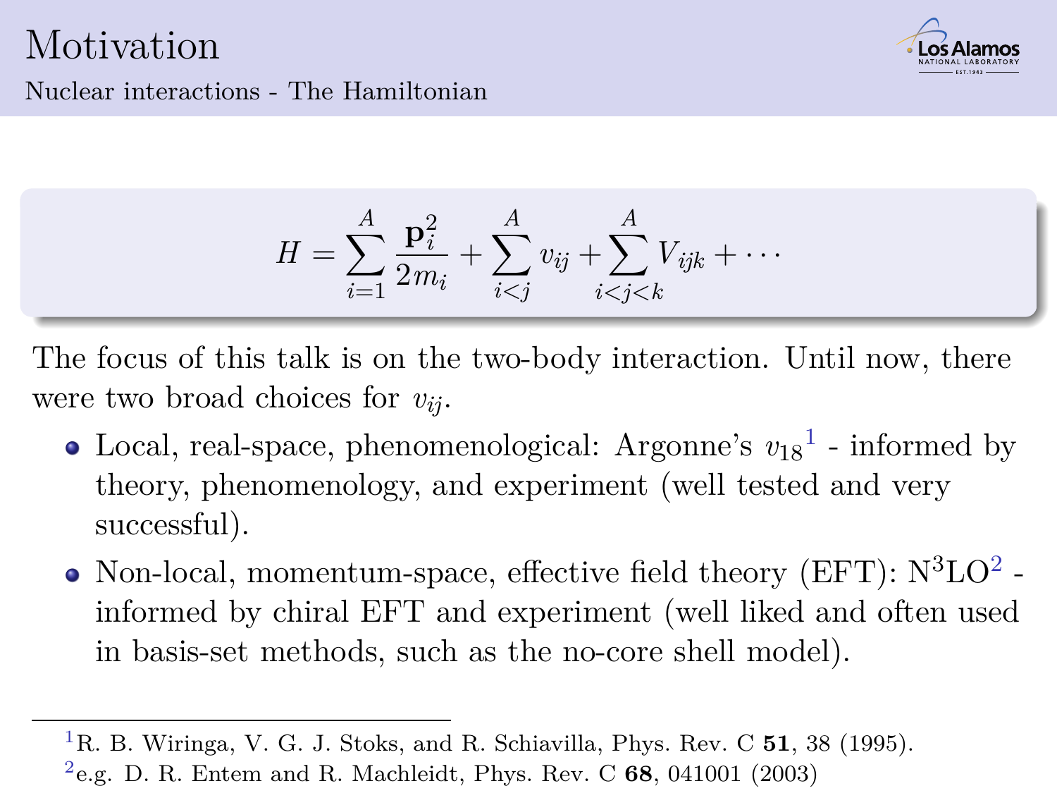# Motivation

## Nuclear interactions - The Hamiltonian

$$H = \sum_{i=1}^{A} \frac{\mathbf{p}_i^2}{2m_i} + \sum_{i<j}^{A} v_{ij} + \sum_{i<j<k}^{A} V_{ijk} + \cdots$$

The focus of this talk is on the two-body interaction. Until now, there were two broad choices for $v_{ij}$.

- Local, real-space, phenomenological: Argonne's $v_{18}$[1] - informed by theory, phenomenology, and experiment (well tested and very successful).
- Non-local, momentum-space, effective field theory (EFT): $N^3LO$[2] - informed by chiral EFT and experiment (well liked and often used in basis-set methods, such as the no-core shell model).

---

[1] R. B. Wiringa, V. G. J. Stoks, and R. Schiavilla, Phys. Rev. C **51**, 38 (1995).

[2] e.g. D. R. Entem and R. Machleidt, Phys. Rev. C **68**, 041001 (2003)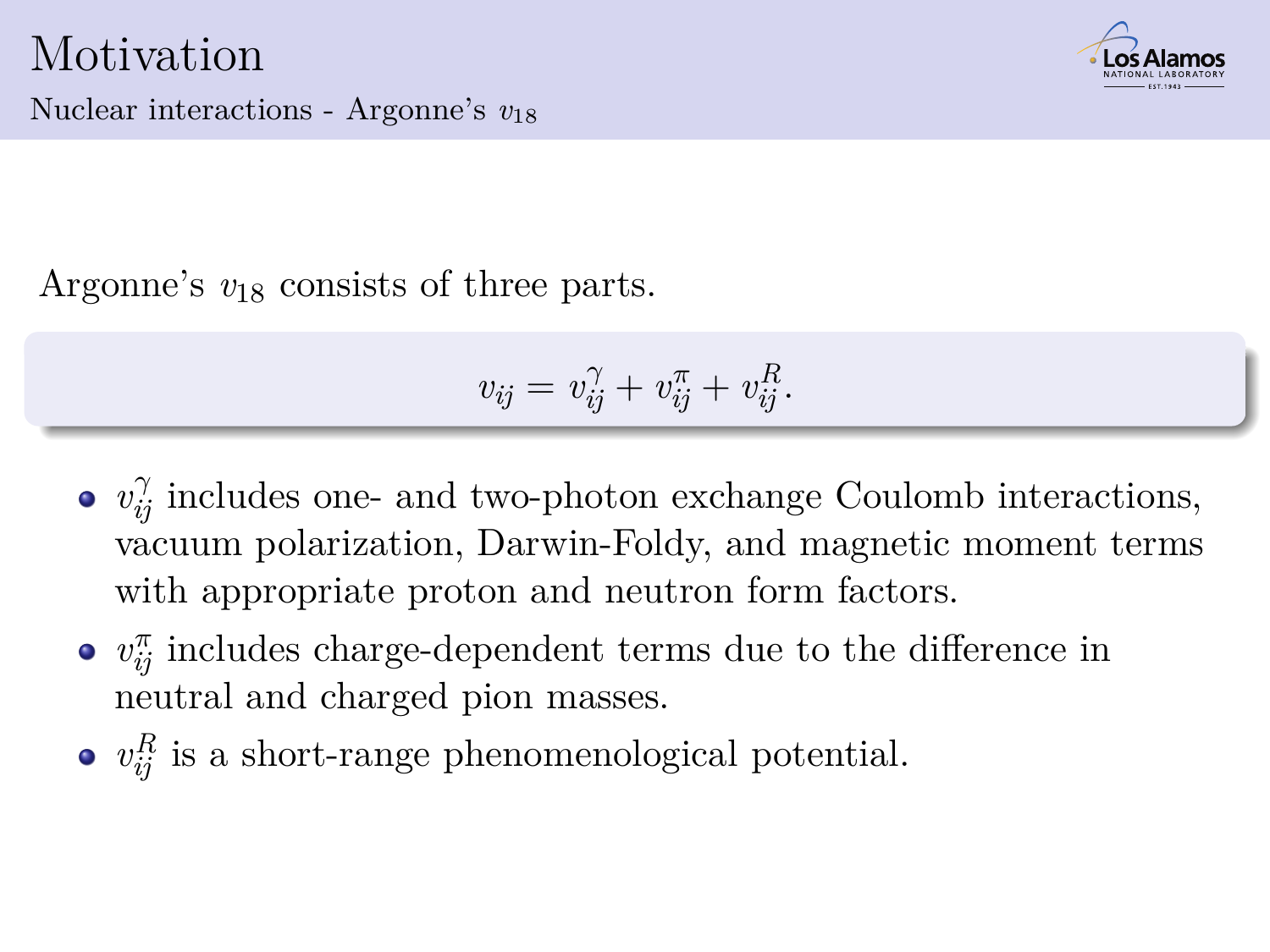# Motivation

## Nuclear interactions - Argonne's $v_{18}$

Argonne's $v_{18}$ consists of three parts.

$$v_{ij} = v_{ij}^{\gamma} + v_{ij}^{\pi} + v_{ij}^{R}.$$

- $v_{ij}^{\gamma}$ includes one- and two-photon exchange Coulomb interactions, vacuum polarization, Darwin-Foldy, and magnetic moment terms with appropriate proton and neutron form factors.
- $v_{ij}^{\pi}$ includes charge-dependent terms due to the difference in neutral and charged pion masses.
- $v_{ij}^{R}$ is a short-range phenomenological potential.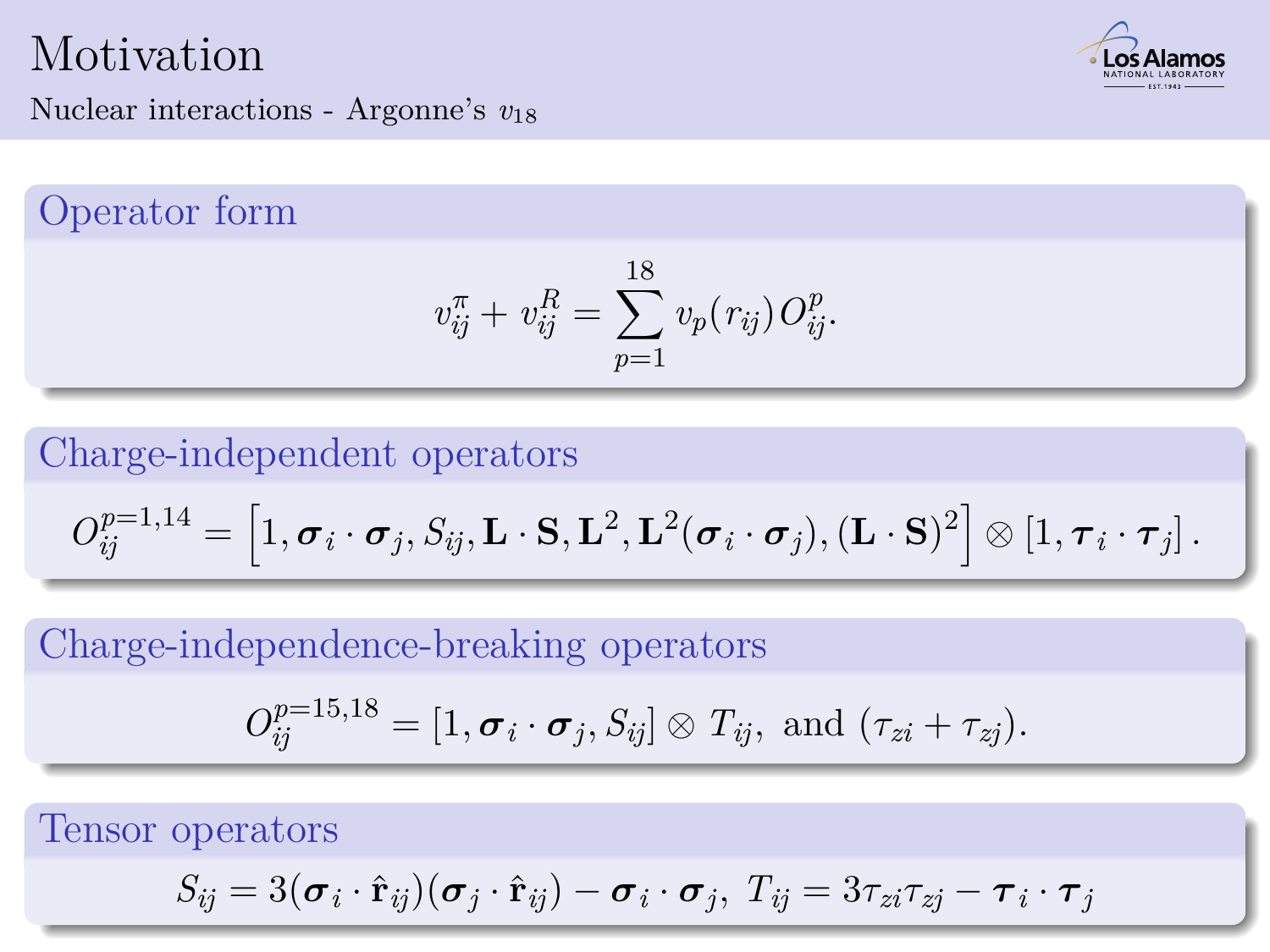# Motivation

## Nuclear interactions - Argonne's $v_{18}$

### Operator form

$$v_{ij}^{\pi} + v_{ij}^{R} = \sum_{p=1}^{18} v_p(r_{ij}) O_{ij}^{p}.$$

### Charge-independent operators

$$O_{ij}^{p=1,14} = \left[1, \boldsymbol{\sigma}_i \cdot \boldsymbol{\sigma}_j, S_{ij}, \mathbf{L}\cdot\mathbf{S}, \mathbf{L}^2, \mathbf{L}^2(\boldsymbol{\sigma}_i \cdot \boldsymbol{\sigma}_j), (\mathbf{L}\cdot\mathbf{S})^2\right] \otimes \left[1, \boldsymbol{\tau}_i \cdot \boldsymbol{\tau}_j\right].$$

### Charge-independence-breaking operators

$$O_{ij}^{p=15,18} = \left[1, \boldsymbol{\sigma}_i \cdot \boldsymbol{\sigma}_j, S_{ij}\right] \otimes T_{ij}, \text{ and } (\tau_{zi} + \tau_{zj}).$$

### Tensor operators

$$S_{ij} = 3(\boldsymbol{\sigma}_i \cdot \hat{\mathbf{r}}_{ij})(\boldsymbol{\sigma}_j \cdot \hat{\mathbf{r}}_{ij}) - \boldsymbol{\sigma}_i \cdot \boldsymbol{\sigma}_j, \; T_{ij} = 3\tau_{zi}\tau_{zj} - \boldsymbol{\tau}_i \cdot \boldsymbol{\tau}_j$$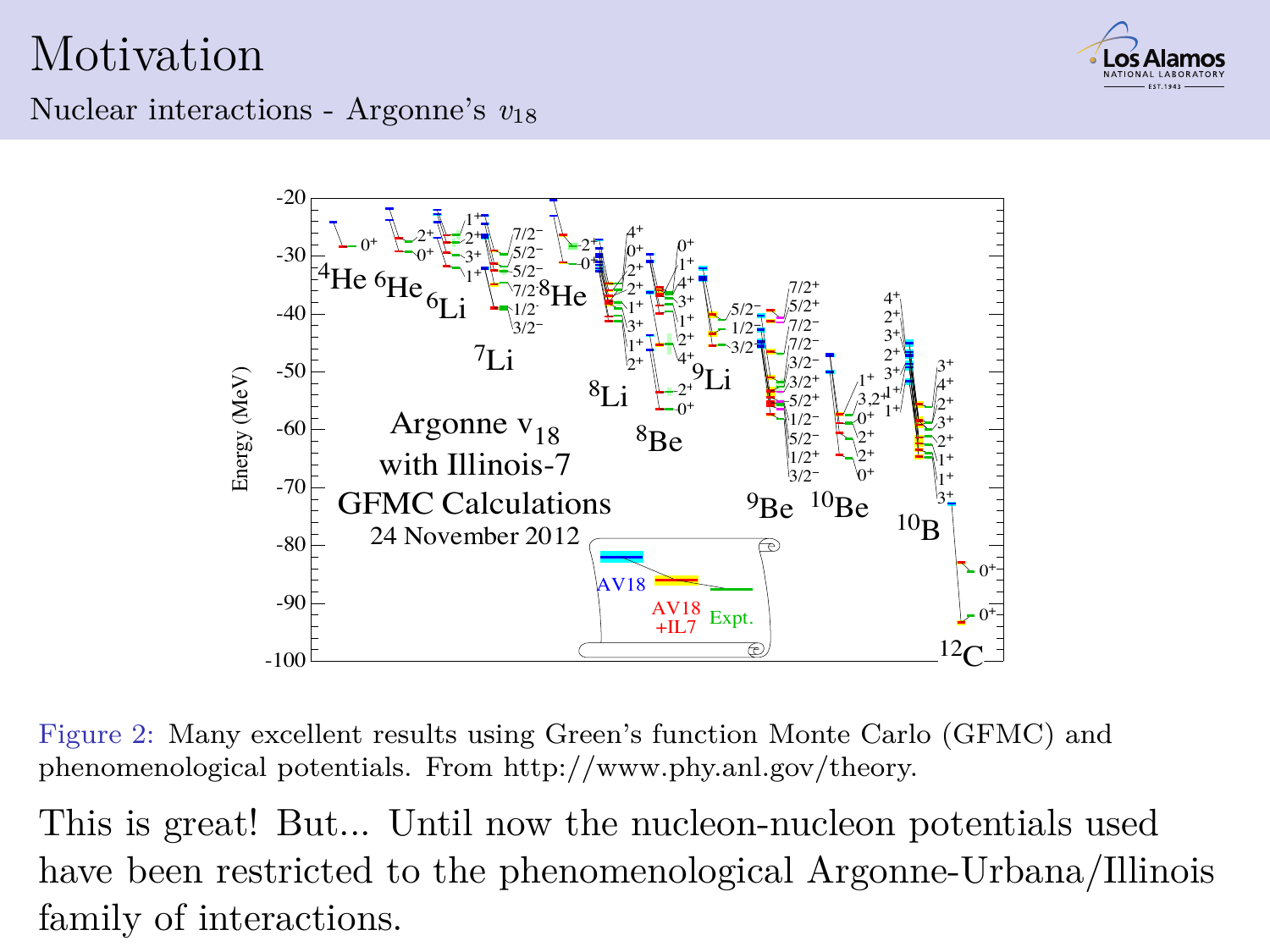# Motivation

## Nuclear interactions - Argonne's $v_{18}$

Figure 2: Many excellent results using Green's function Monte Carlo (GFMC) and phenomenological potentials. From http://www.phy.anl.gov/theory.

This is great! But... Until now the nucleon-nucleon potentials used have been restricted to the phenomenological Argonne-Urbana/Illinois family of interactions.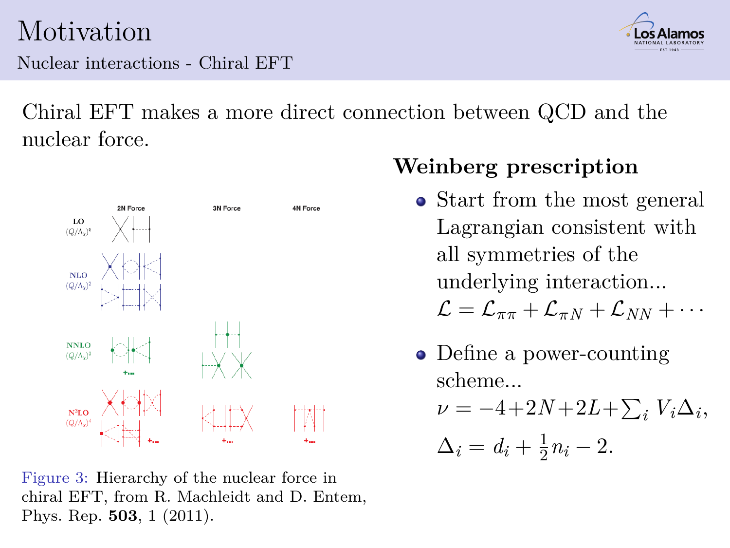# Motivation

## Nuclear interactions - Chiral EFT

Chiral EFT makes a more direct connection between QCD and the nuclear force.

Figure 3: Hierarchy of the nuclear force in chiral EFT, from R. Machleidt and D. Entem, Phys. Rep. **503**, 1 (2011).

### Weinberg prescription

- Start from the most general Lagrangian consistent with all symmetries of the underlying interaction...
  $\mathcal{L} = \mathcal{L}_{\pi\pi} + \mathcal{L}_{\pi N} + \mathcal{L}_{NN} + \cdots$
- Define a power-counting scheme...
  $\nu = -4 + 2N + 2L + \sum_i V_i \Delta_i$,
  $\Delta_i = d_i + \frac{1}{2} n_i - 2$.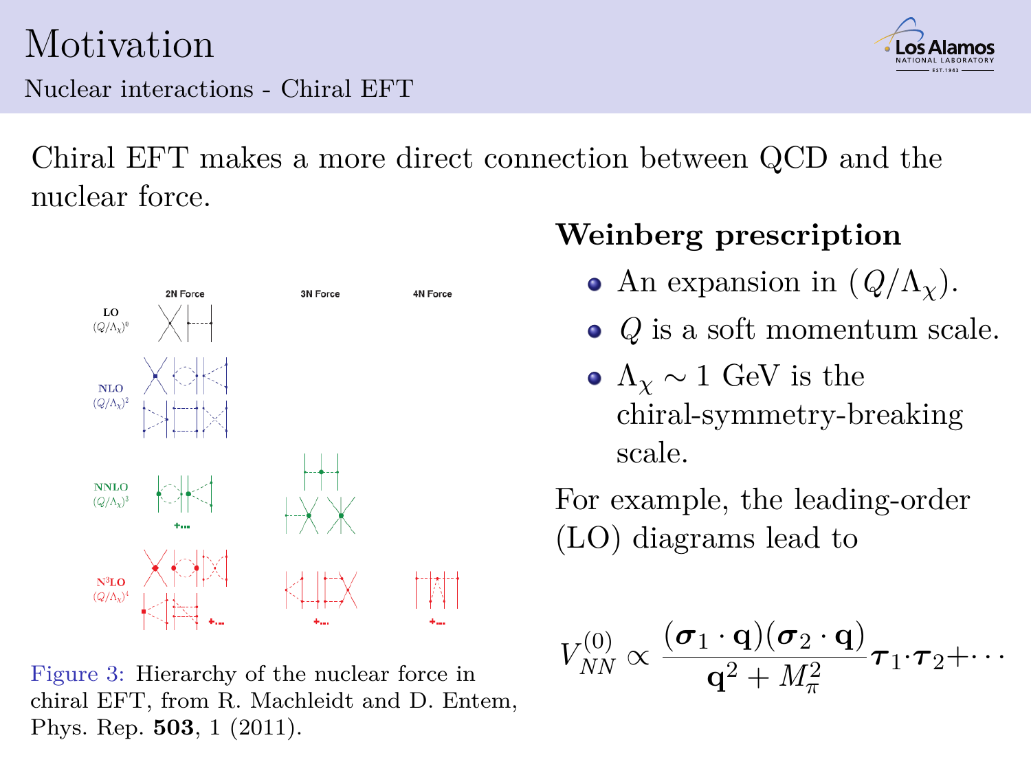# Motivation

## Nuclear interactions - Chiral EFT

Chiral EFT makes a more direct connection between QCD and the nuclear force.

Figure 3: Hierarchy of the nuclear force in chiral EFT, from R. Machleidt and D. Entem, Phys. Rep. **503**, 1 (2011).

**Weinberg prescription**

- An expansion in $(Q/\Lambda_\chi)$.
- $Q$ is a soft momentum scale.
- $\Lambda_\chi \sim 1$ GeV is the chiral-symmetry-breaking scale.

For example, the leading-order (LO) diagrams lead to

$$V_{NN}^{(0)} \propto \frac{(\boldsymbol{\sigma}_1 \cdot \mathbf{q})(\boldsymbol{\sigma}_2 \cdot \mathbf{q})}{\mathbf{q}^2 + M_\pi^2} \boldsymbol{\tau}_1 \cdot \boldsymbol{\tau}_2 + \cdots$$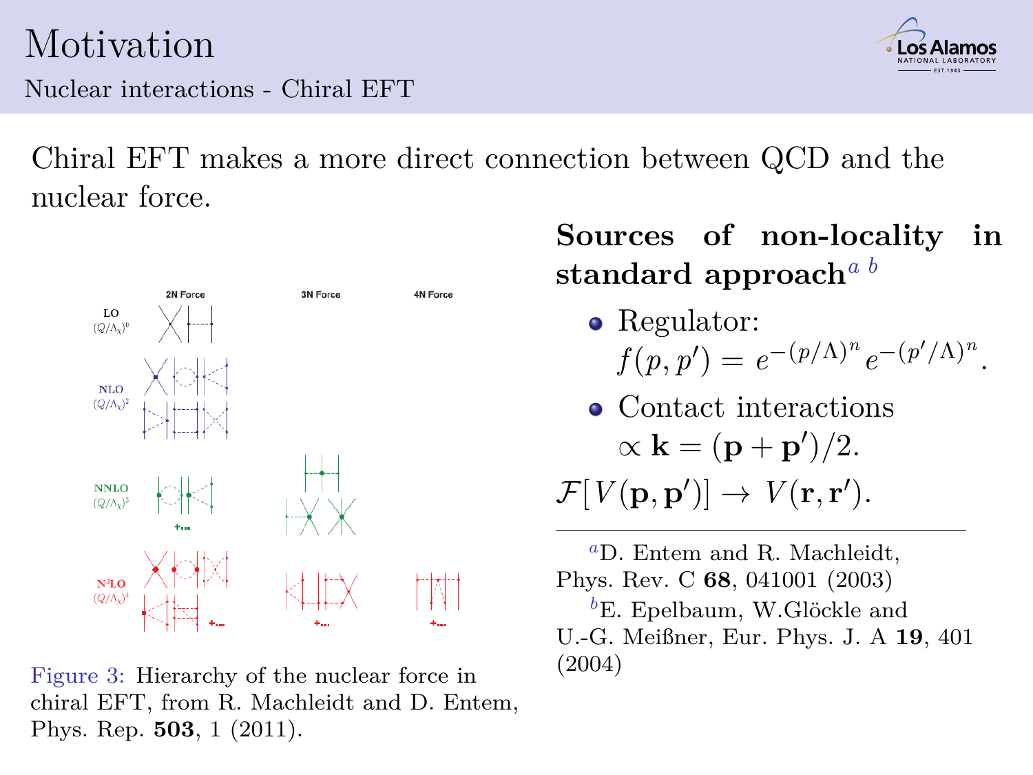# Motivation

## Nuclear interactions - Chiral EFT

Chiral EFT makes a more direct connection between QCD and the nuclear force.

Figure 3: Hierarchy of the nuclear force in chiral EFT, from R. Machleidt and D. Entem, Phys. Rep. **503**, 1 (2011).

**Sources of non-locality in standard approach**[a] [b]

- Regulator: $f(p, p') = e^{-(p/\Lambda)^n} e^{-(p'/\Lambda)^n}$.
- Contact interactions $\propto \mathbf{k} = (\mathbf{p} + \mathbf{p}')/2$.

$\mathcal{F}[V(\mathbf{p}, \mathbf{p}')] \rightarrow V(\mathbf{r}, \mathbf{r}')$.

---

[a] D. Entem and R. Machleidt, Phys. Rev. C **68**, 041001 (2003)

[b] E. Epelbaum, W.Glöckle and U.-G. Meißner, Eur. Phys. J. A **19**, 401 (2004)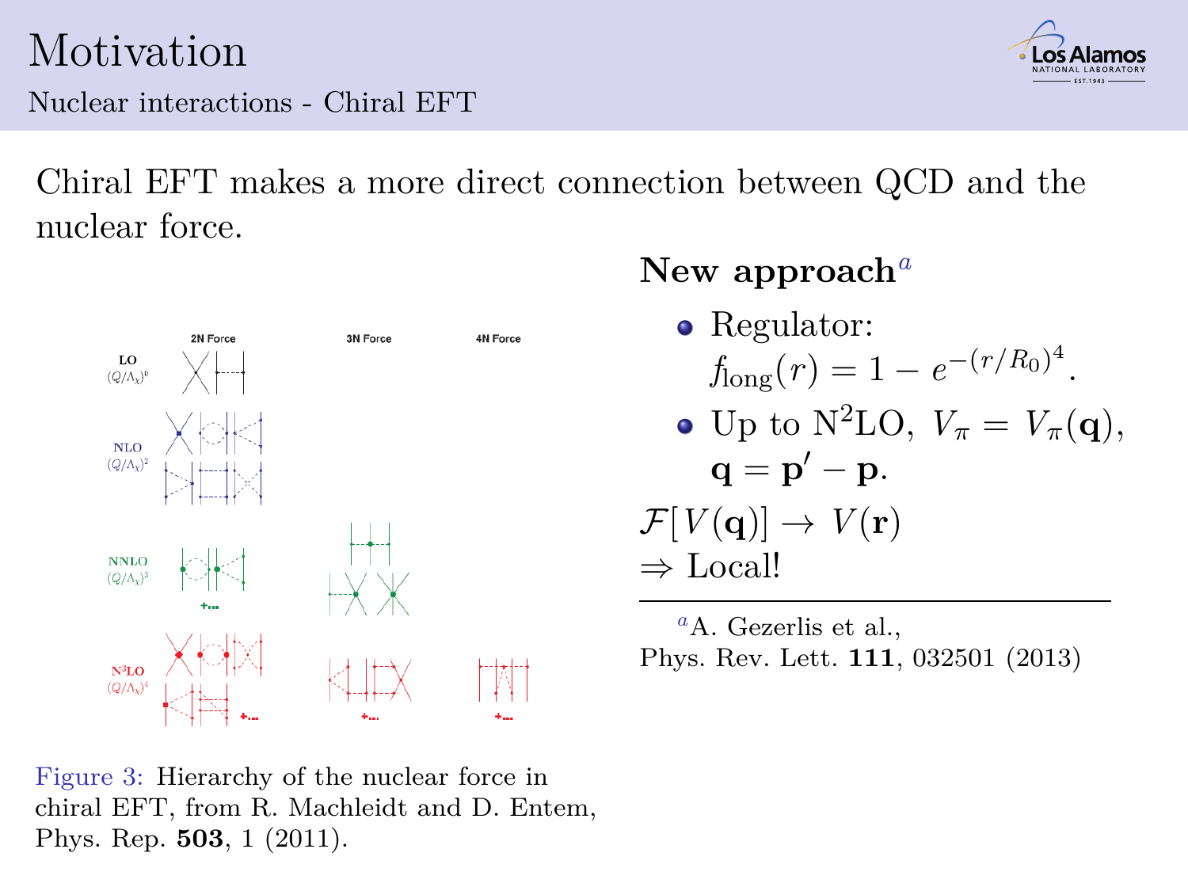# Motivation

## Nuclear interactions - Chiral EFT

Chiral EFT makes a more direct connection between QCD and the nuclear force.

Figure 3: Hierarchy of the nuclear force in chiral EFT, from R. Machleidt and D. Entem, Phys. Rep. **503**, 1 (2011).

**New approach**[a]

- Regulator: $f_{\text{long}}(r) = 1 - e^{-(r/R_0)^4}$.
- Up to N$^2$LO, $V_\pi = V_\pi(\mathbf{q})$, $\mathbf{q} = \mathbf{p}' - \mathbf{p}$.

$\mathcal{F}[V(\mathbf{q})] \rightarrow V(\mathbf{r})$

$\Rightarrow$ Local!

[a] A. Gezerlis et al., Phys. Rev. Lett. **111**, 032501 (2013)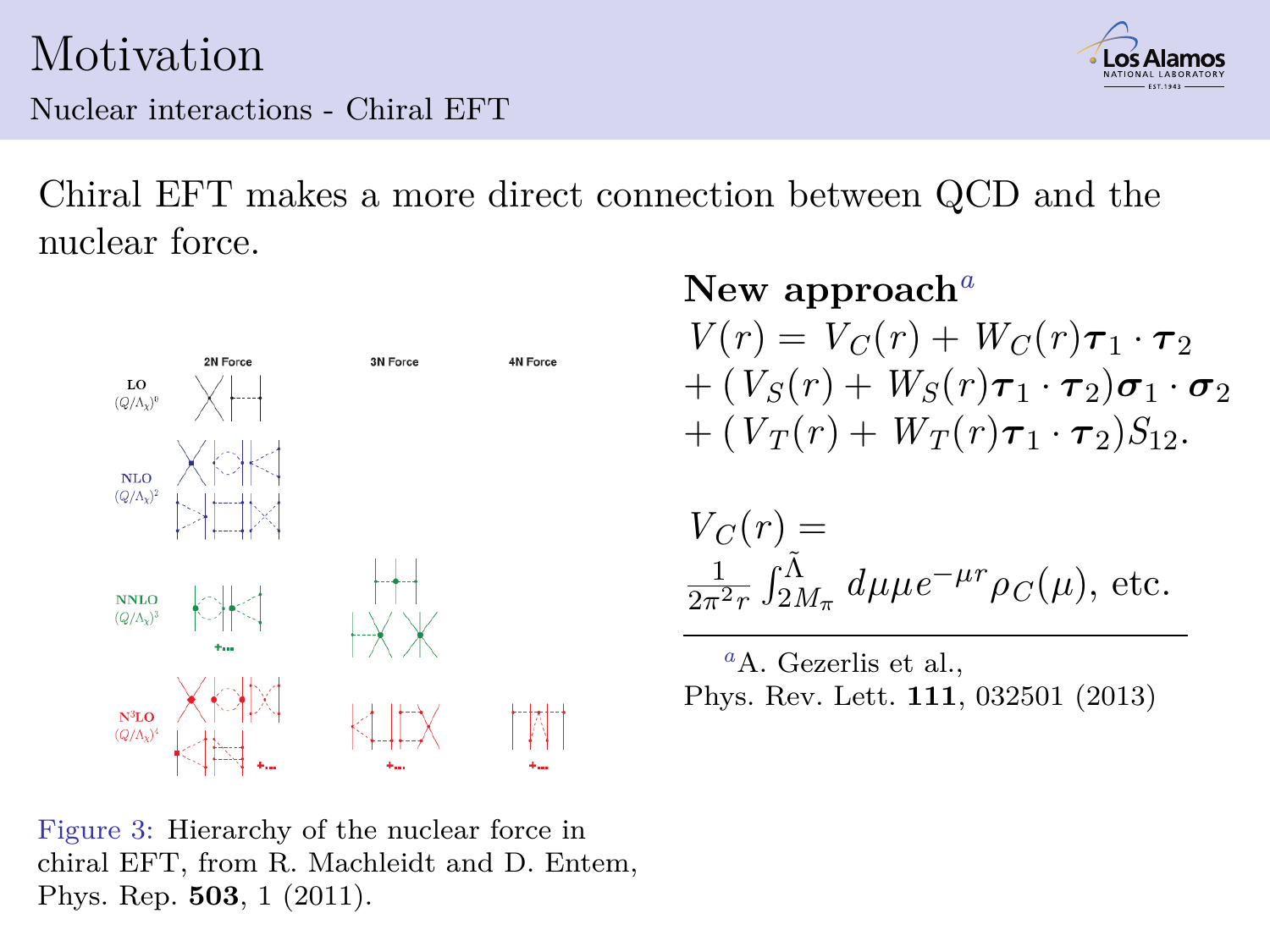# Motivation

## Nuclear interactions - Chiral EFT

Chiral EFT makes a more direct connection between QCD and the nuclear force.

Figure 3: Hierarchy of the nuclear force in chiral EFT, from R. Machleidt and D. Entem, Phys. Rep. **503**, 1 (2011).

**New approach**[a]

$$V(r) = V_C(r) + W_C(r)\boldsymbol{\tau}_1 \cdot \boldsymbol{\tau}_2 + (V_S(r) + W_S(r)\boldsymbol{\tau}_1 \cdot \boldsymbol{\tau}_2)\boldsymbol{\sigma}_1 \cdot \boldsymbol{\sigma}_2 + (V_T(r) + W_T(r)\boldsymbol{\tau}_1 \cdot \boldsymbol{\tau}_2)S_{12}.$$

$$V_C(r) = \frac{1}{2\pi^2 r}\int_{2M_\pi}^{\tilde{\Lambda}} d\mu \mu e^{-\mu r}\rho_C(\mu), \text{ etc.}$$

[a] A. Gezerlis et al., Phys. Rev. Lett. **111**, 032501 (2013)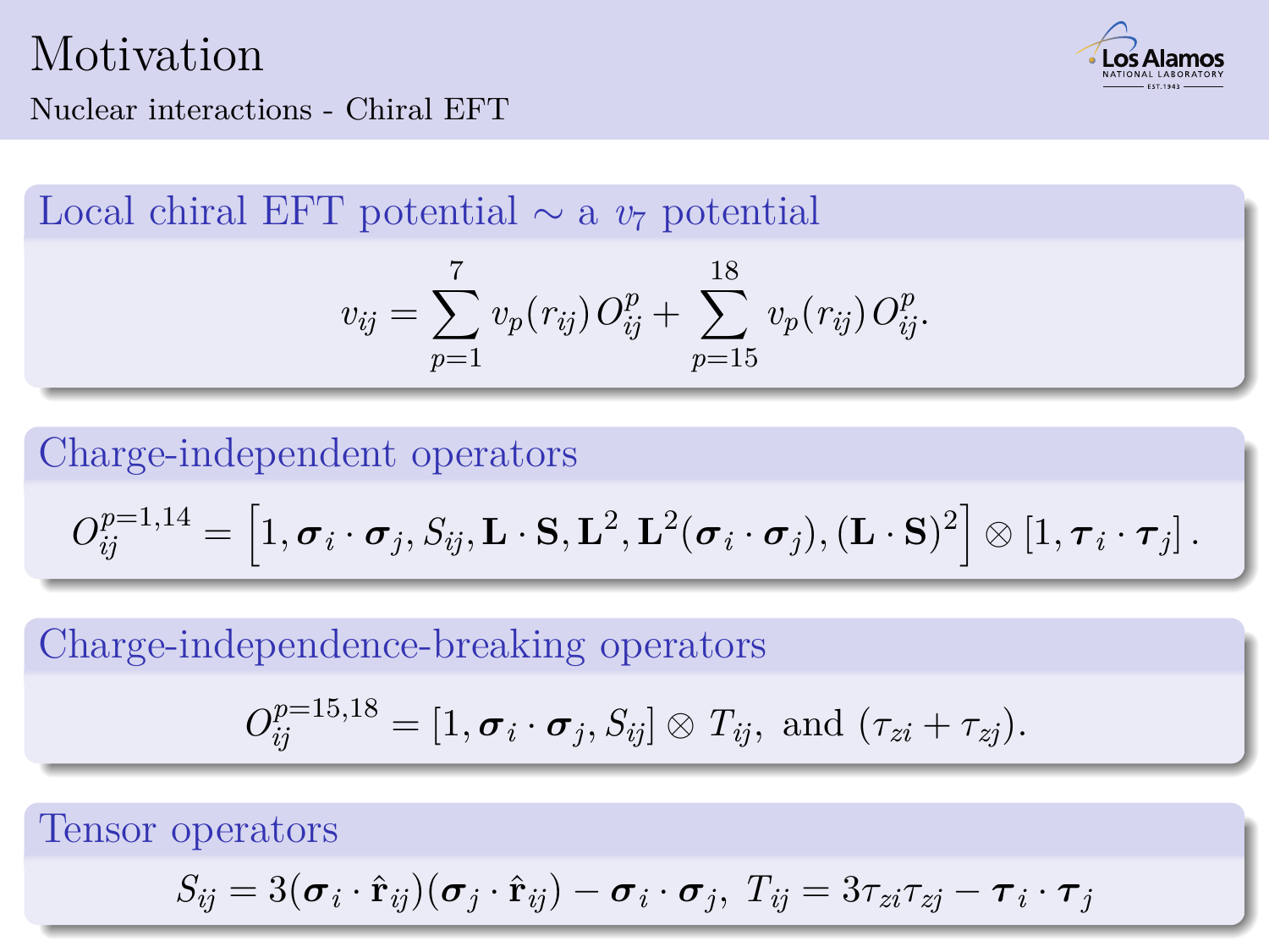# Motivation

## Nuclear interactions - Chiral EFT

### Local chiral EFT potential $\sim$ a $v_7$ potential

$$v_{ij} = \sum_{p=1}^{7} v_p(r_{ij})\, O_{ij}^{p} + \sum_{p=15}^{18} v_p(r_{ij})\, O_{ij}^{p}.$$

### Charge-independent operators

$$O_{ij}^{p=1,14} = \left[1, \boldsymbol{\sigma}_i \cdot \boldsymbol{\sigma}_j, S_{ij}, \mathbf{L}\cdot\mathbf{S}, \mathbf{L}^2, \mathbf{L}^2(\boldsymbol{\sigma}_i \cdot \boldsymbol{\sigma}_j), (\mathbf{L}\cdot\mathbf{S})^2\right] \otimes \left[1, \boldsymbol{\tau}_i \cdot \boldsymbol{\tau}_j\right].$$

### Charge-independence-breaking operators

$$O_{ij}^{p=15,18} = \left[1, \boldsymbol{\sigma}_i \cdot \boldsymbol{\sigma}_j, S_{ij}\right] \otimes T_{ij}, \text{ and } (\tau_{zi} + \tau_{zj}).$$

### Tensor operators

$$S_{ij} = 3(\boldsymbol{\sigma}_i \cdot \hat{\mathbf{r}}_{ij})(\boldsymbol{\sigma}_j \cdot \hat{\mathbf{r}}_{ij}) - \boldsymbol{\sigma}_i \cdot \boldsymbol{\sigma}_j,\ T_{ij} = 3\tau_{zi}\tau_{zj} - \boldsymbol{\tau}_i \cdot \boldsymbol{\tau}_j$$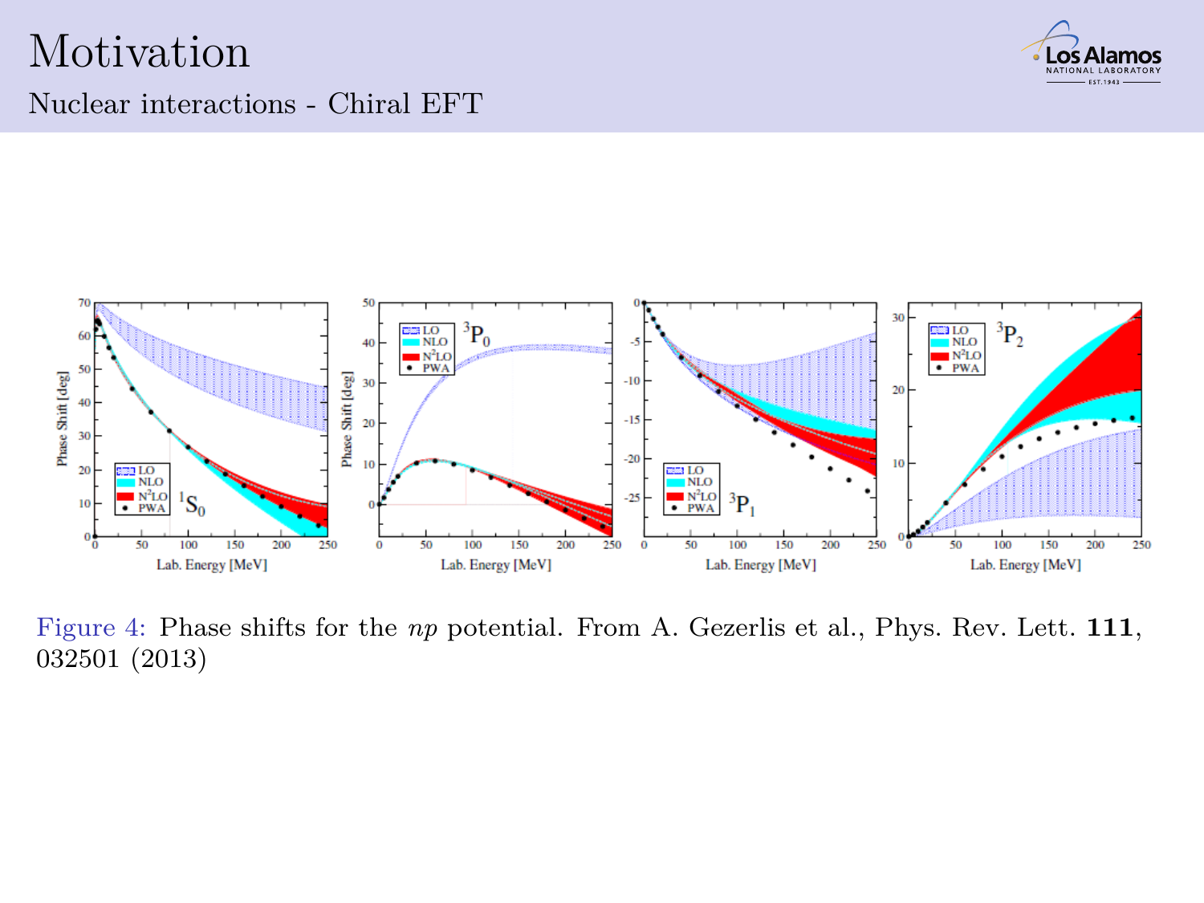# Motivation

## Nuclear interactions - Chiral EFT

Figure 4: Phase shifts for the *np* potential. From A. Gezerlis et al., Phys. Rev. Lett. **111**, 032501 (2013)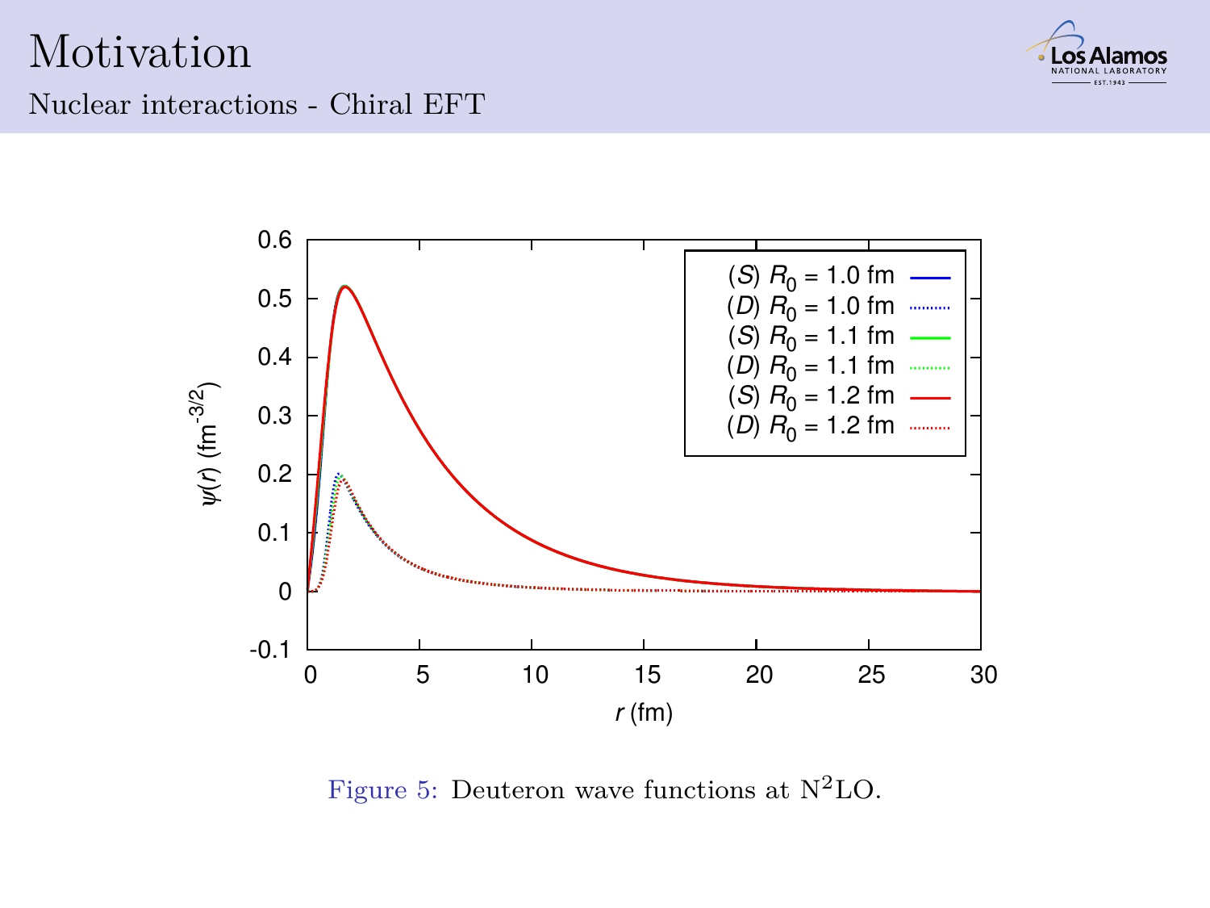# Motivation

## Nuclear interactions - Chiral EFT

Figure 5: Deuteron wave functions at $N^2LO$.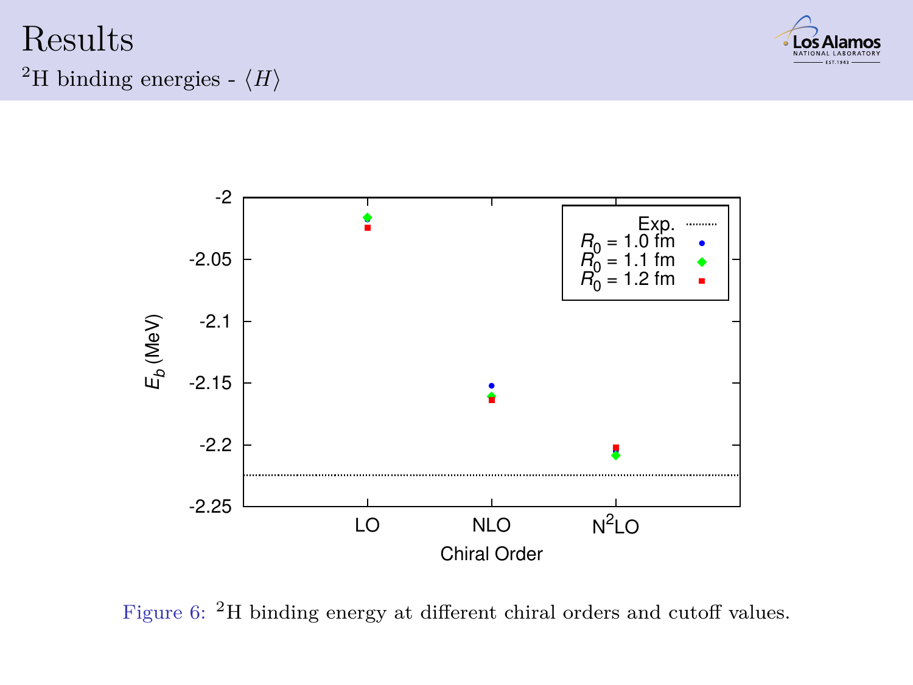# Results

## $^2$H binding energies - $\langle H \rangle$

Figure 6: $^2$H binding energy at different chiral orders and cutoff values.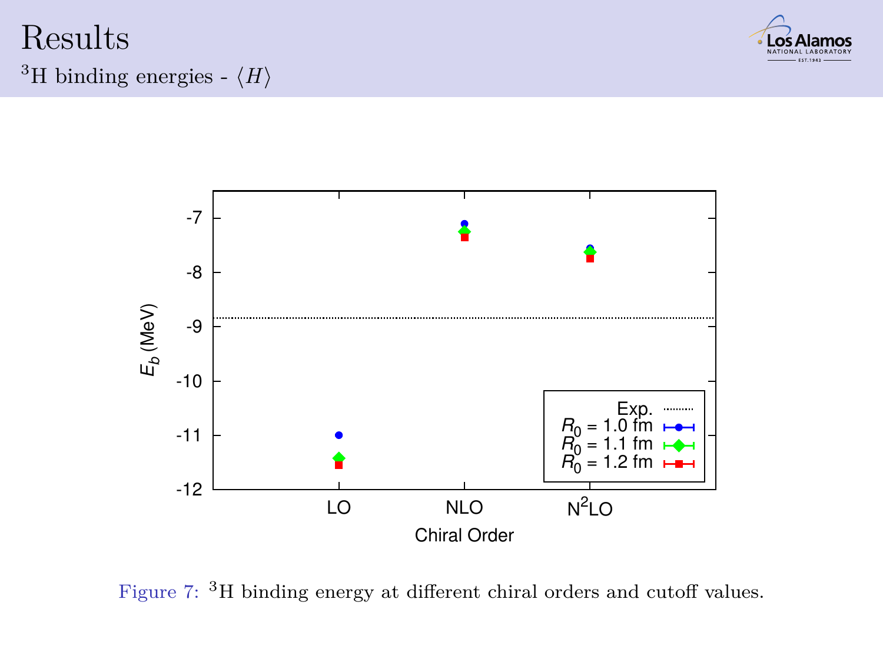# Results

## $^3$H binding energies - $\langle H \rangle$

Figure 7: $^3$H binding energy at different chiral orders and cutoff values.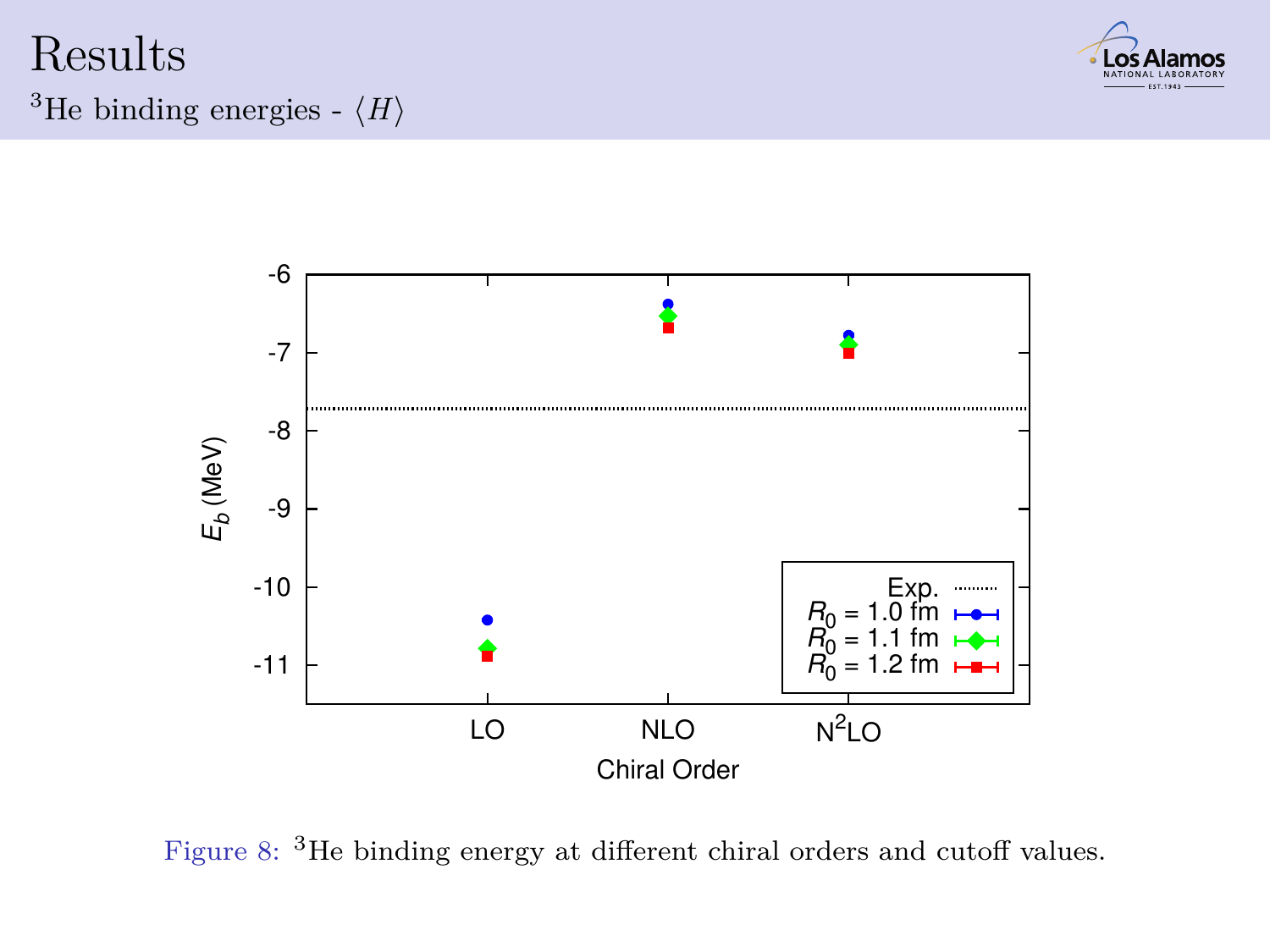# Results

## $^3$He binding energies - $\langle H \rangle$

Figure 8: $^3$He binding energy at different chiral orders and cutoff values.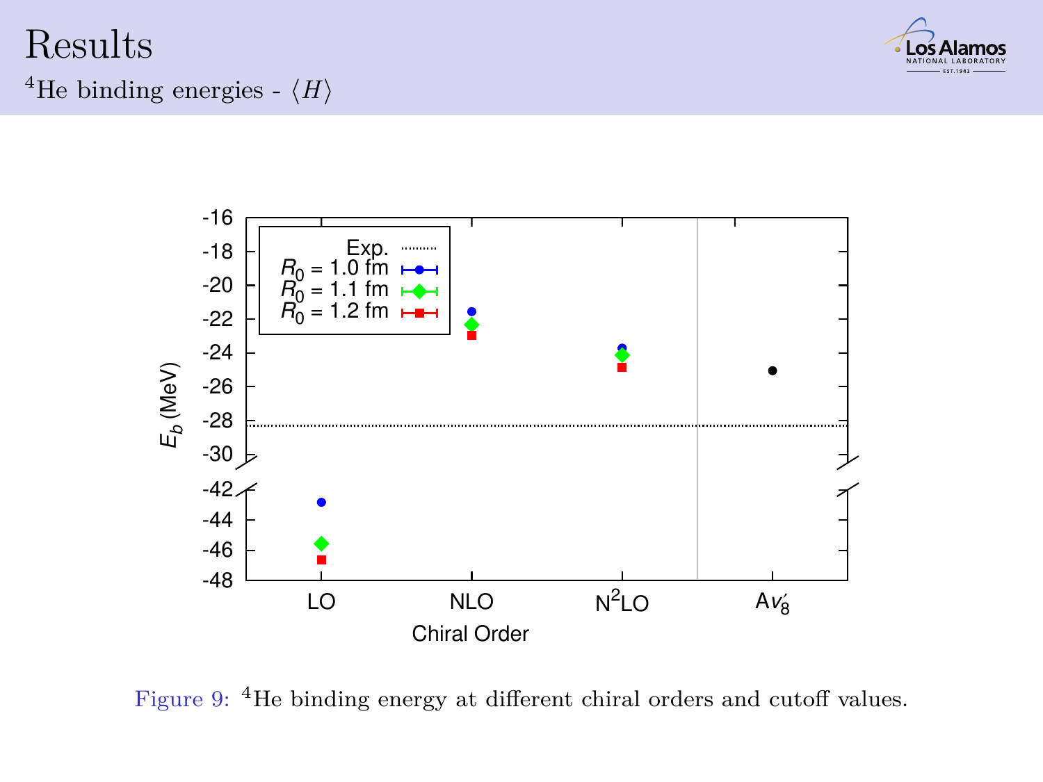# Results

## $^4$He binding energies - $\langle H \rangle$

Figure 9: $^4$He binding energy at different chiral orders and cutoff values.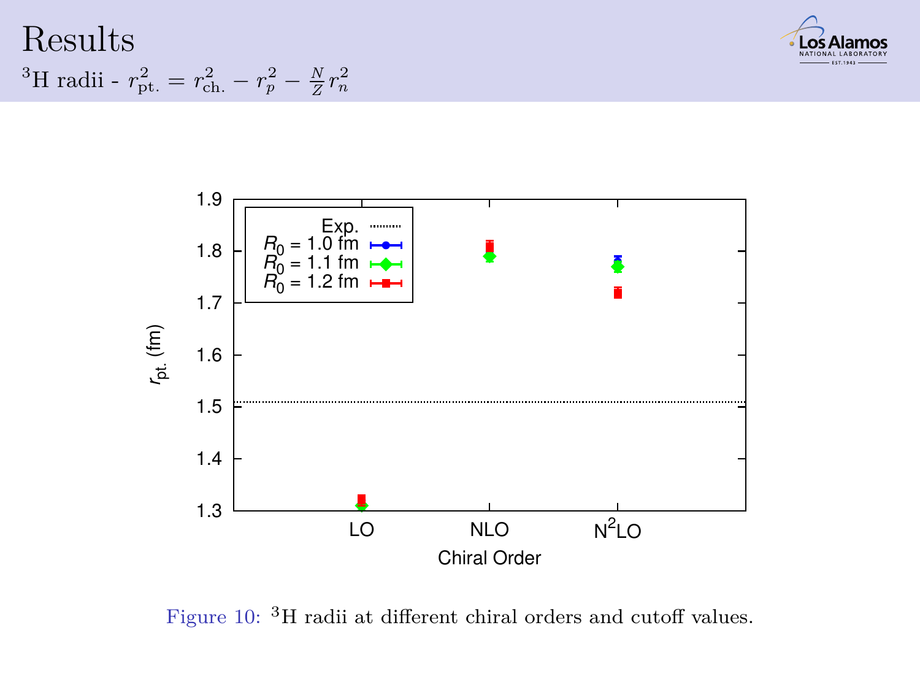# Results

$^{3}$H radii - $r_{\text{pt.}}^2 = r_{\text{ch.}}^2 - r_p^2 - \frac{N}{Z} r_n^2$

Figure 10: $^{3}$H radii at different chiral orders and cutoff values.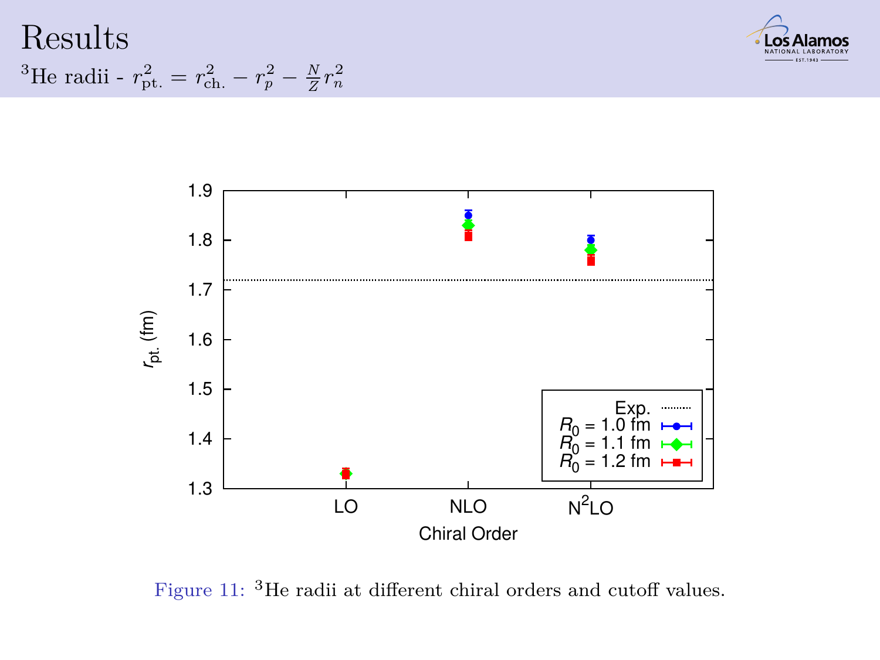# Results

$^3$He radii - $r^2_{\text{pt.}} = r^2_{\text{ch.}} - r^2_p - \frac{N}{Z} r^2_n$

Figure 11: $^3$He radii at different chiral orders and cutoff values.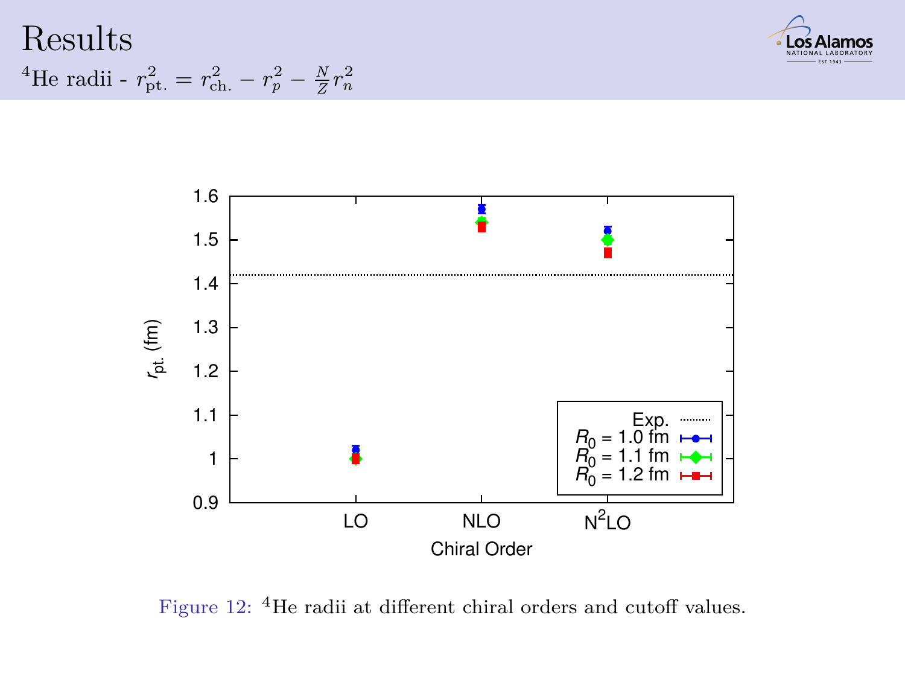# Results

$^4$He radii - $r^2_{\text{pt.}} = r^2_{\text{ch.}} - r^2_p - \frac{N}{Z} r^2_n$

Figure 12: $^4$He radii at different chiral orders and cutoff values.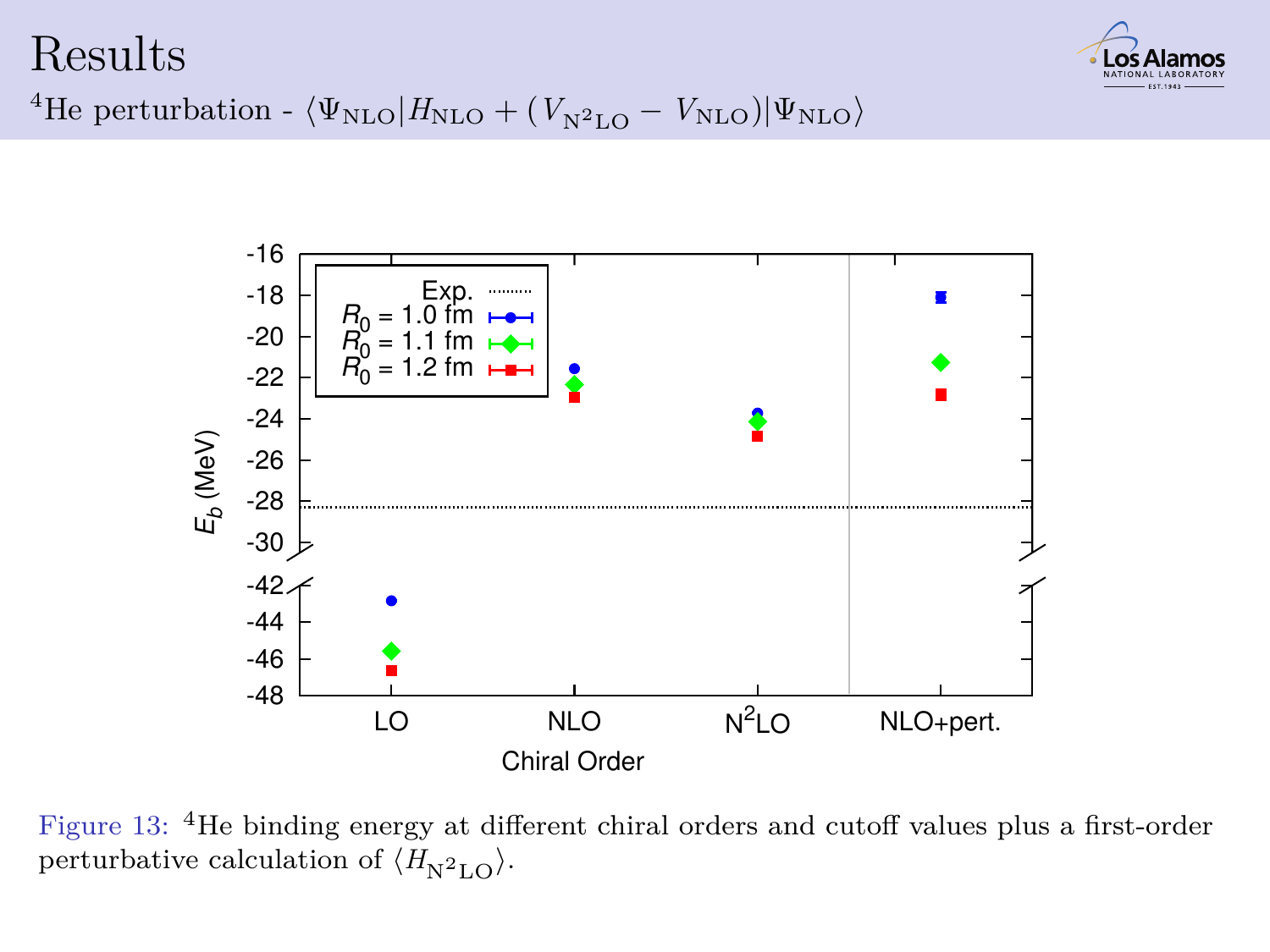# Results

$^4$He perturbation - $\langle \Psi_{\rm NLO} | H_{\rm NLO} + (V_{\rm N^2LO} - V_{\rm NLO}) | \Psi_{\rm NLO} \rangle$

Figure 13: $^4$He binding energy at different chiral orders and cutoff values plus a first-order perturbative calculation of $\langle H_{\rm N^2LO} \rangle$.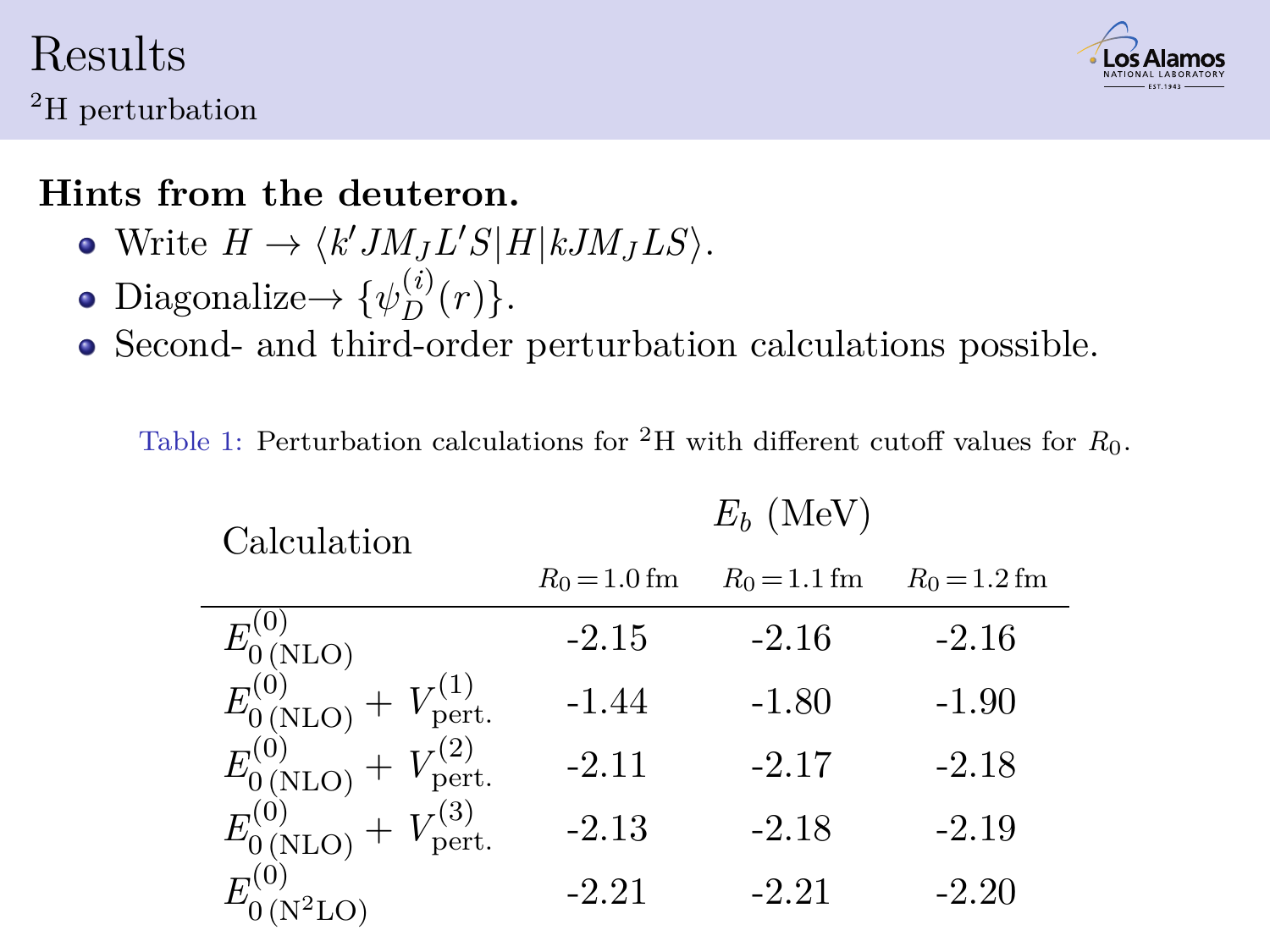# Results

## $^{2}$H perturbation

**Hints from the deuteron.**

- Write $H \to \langle k' J M_J L' S | H | k J M_J L S \rangle$.
- Diagonalize$\to \{\psi_D^{(i)}(r)\}$.
- Second- and third-order perturbation calculations possible.

Table 1: Perturbation calculations for $^{2}$H with different cutoff values for $R_0$.

| Calculation | $E_b$ (MeV) | | |
|---|---|---|---|
| | $R_0 = 1.0\,\text{fm}$ | $R_0 = 1.1\,\text{fm}$ | $R_0 = 1.2\,\text{fm}$ |
| $E^{(0)}_{0\,(\text{NLO})}$ | -2.15 | -2.16 | -2.16 |
| $E^{(0)}_{0\,(\text{NLO})} + V^{(1)}_{\text{pert.}}$ | -1.44 | -1.80 | -1.90 |
| $E^{(0)}_{0\,(\text{NLO})} + V^{(2)}_{\text{pert.}}$ | -2.11 | -2.17 | -2.18 |
| $E^{(0)}_{0\,(\text{NLO})} + V^{(3)}_{\text{pert.}}$ | -2.13 | -2.18 | -2.19 |
| $E^{(0)}_{0\,(\text{N}^2\text{LO})}$ | -2.21 | -2.21 | -2.20 |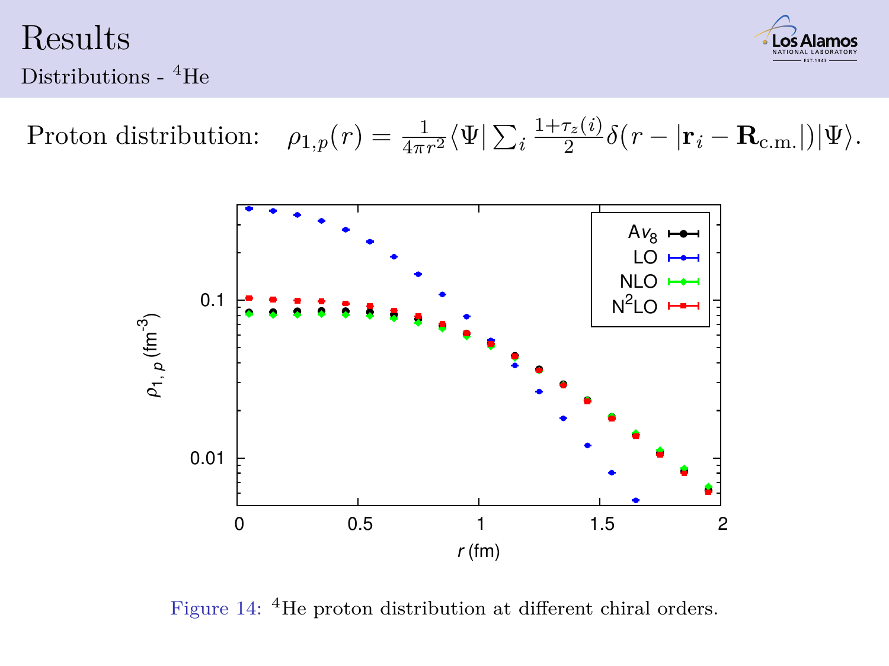# Results

## Distributions - $^4$He

Proton distribution: $\rho_{1,p}(r) = \frac{1}{4\pi r^2}\langle\Psi|\sum_i \frac{1+\tau_z(i)}{2}\delta(r - |\mathbf{r}_i - \mathbf{R}_{\text{c.m.}}|)|\Psi\rangle.$

Figure 14: $^4$He proton distribution at different chiral orders.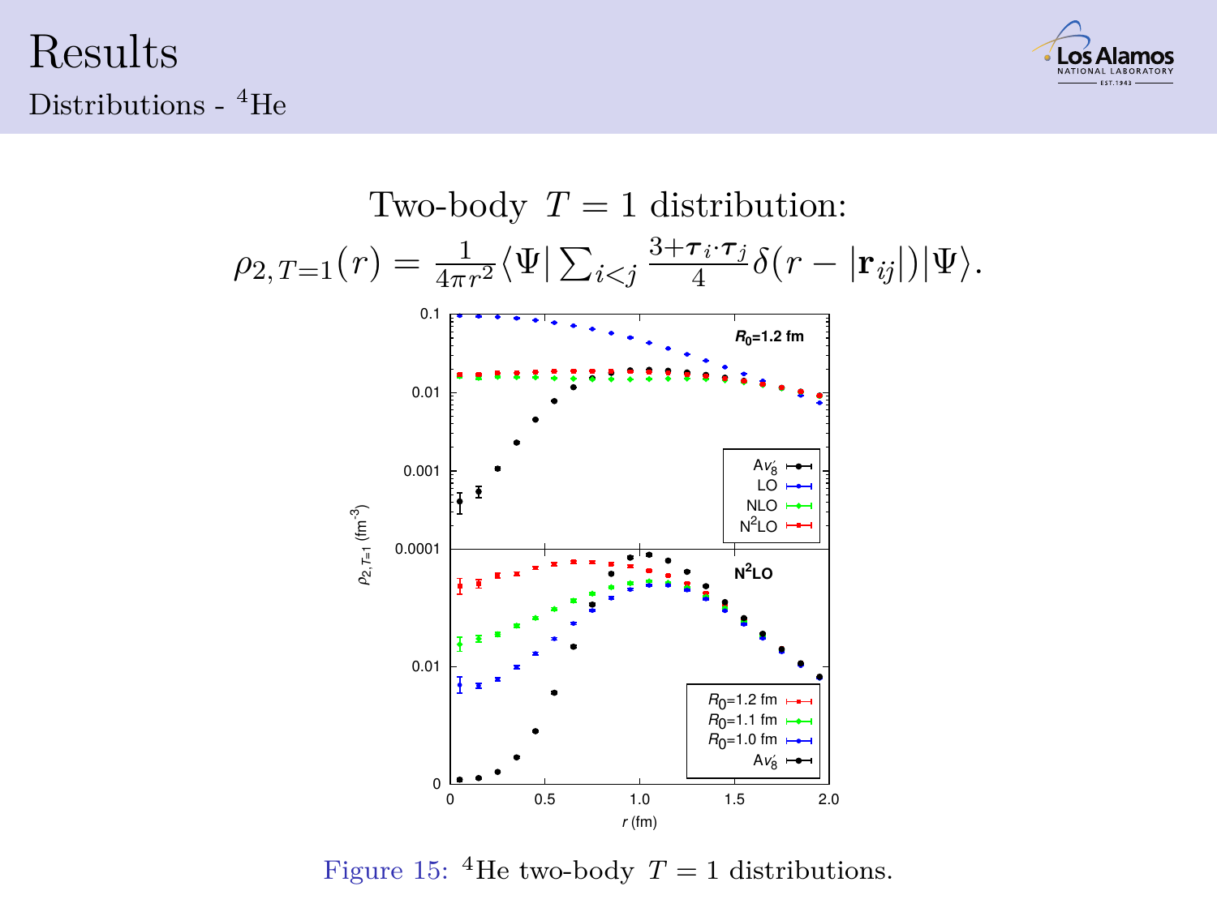# Results

## Distributions - $^4$He

Two-body $T = 1$ distribution:

$$\rho_{2,T=1}(r) = \frac{1}{4\pi r^2}\langle\Psi|\sum_{i<j}\frac{3+\boldsymbol{\tau}_i\cdot\boldsymbol{\tau}_j}{4}\delta(r-|\mathbf{r}_{ij}|)|\Psi\rangle.$$

Figure 15: $^4$He two-body $T = 1$ distributions.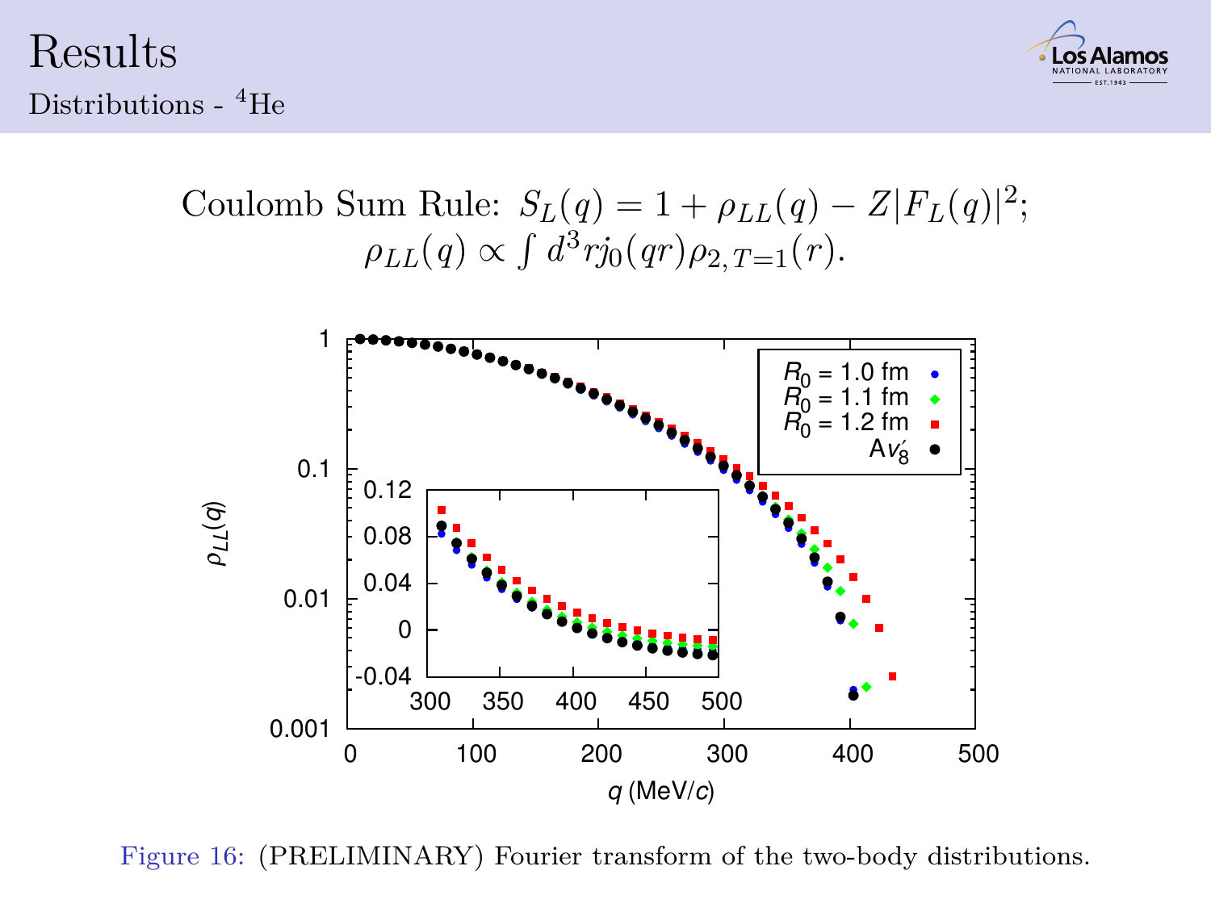# Results

## Distributions - $^4$He

Coulomb Sum Rule: $S_L(q) = 1 + \rho_{LL}(q) - Z|F_L(q)|^2$;
$\rho_{LL}(q) \propto \int d^3r j_0(qr)\rho_{2,T=1}(r)$.

Figure 16: (PRELIMINARY) Fourier transform of the two-body distributions.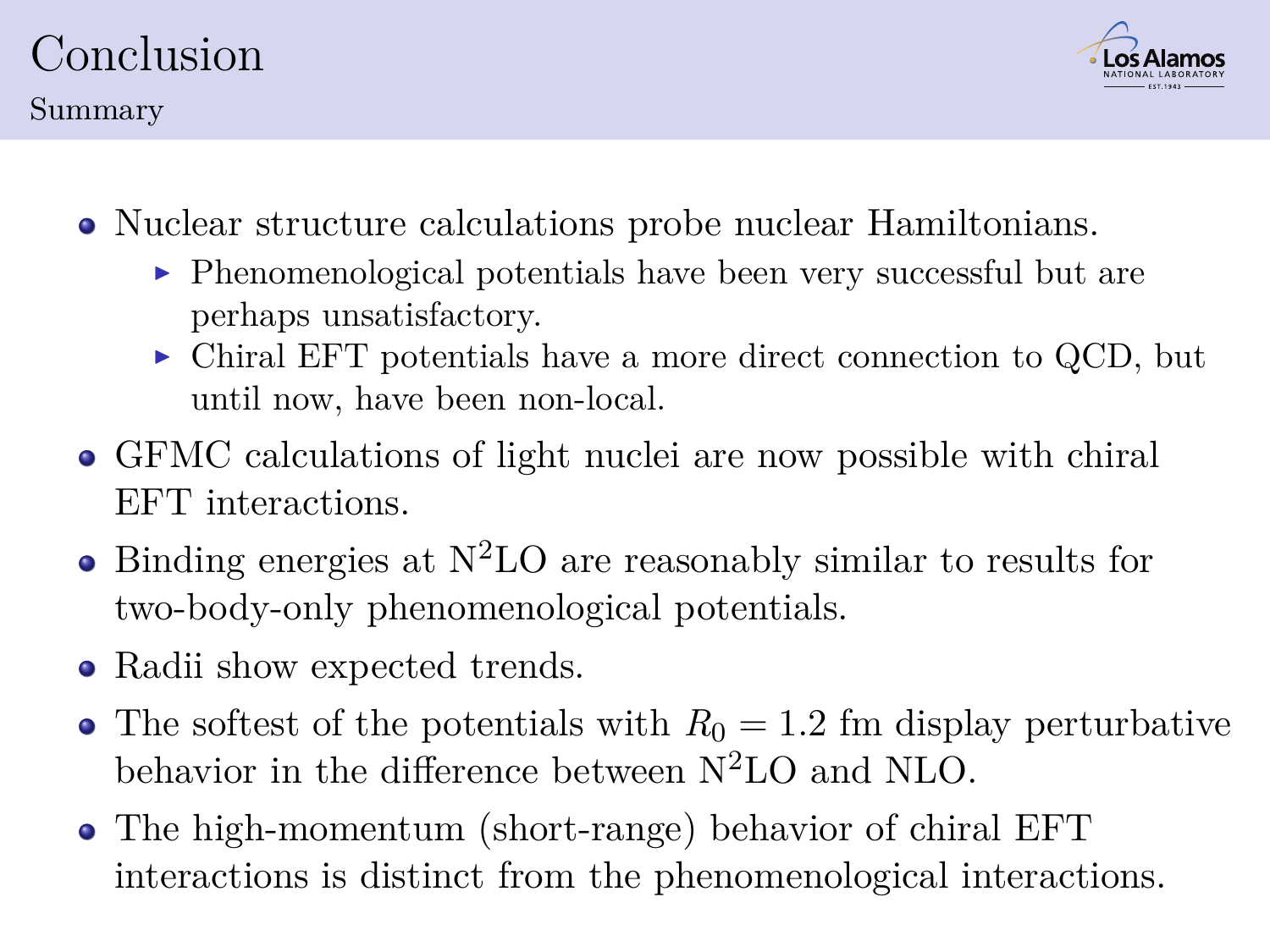# Conclusion

## Summary

- Nuclear structure calculations probe nuclear Hamiltonians.
  - Phenomenological potentials have been very successful but are perhaps unsatisfactory.
  - Chiral EFT potentials have a more direct connection to QCD, but until now, have been non-local.
- GFMC calculations of light nuclei are now possible with chiral EFT interactions.
- Binding energies at $N^2LO$ are reasonably similar to results for two-body-only phenomenological potentials.
- Radii show expected trends.
- The softest of the potentials with $R_0 = 1.2$ fm display perturbative behavior in the difference between $N^2LO$ and NLO.
- The high-momentum (short-range) behavior of chiral EFT interactions is distinct from the phenomenological interactions.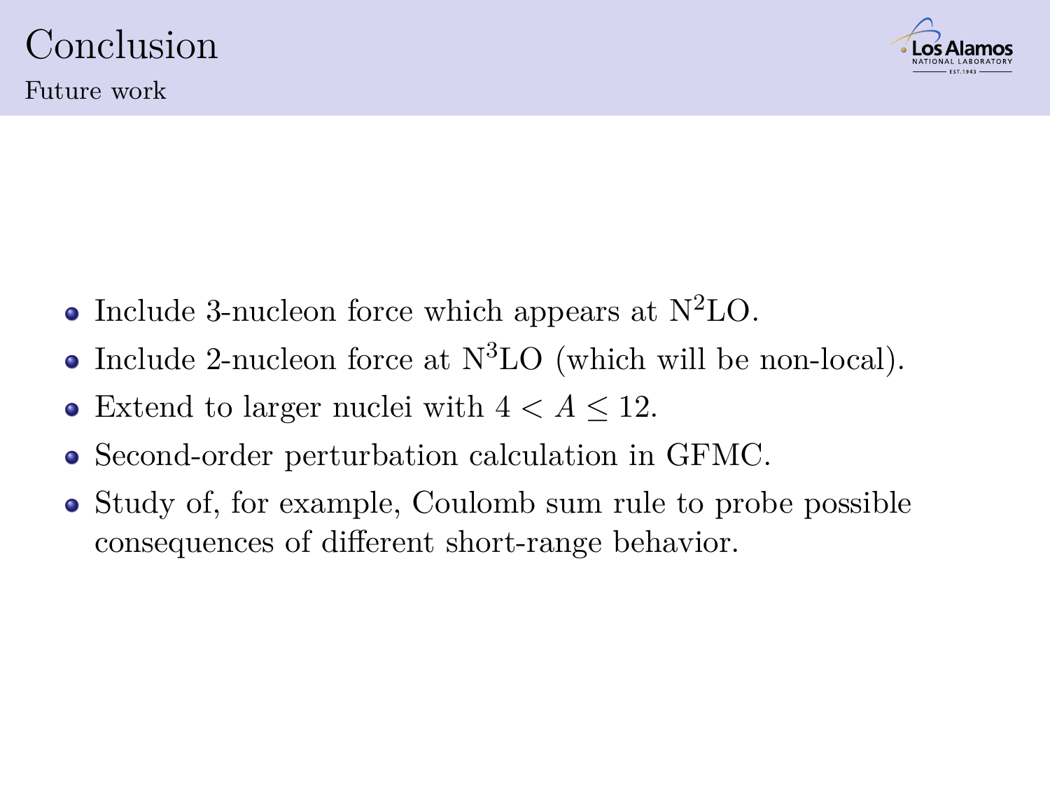# Conclusion

## Future work

- Include 3-nucleon force which appears at $\mathrm{N^2LO}$.
- Include 2-nucleon force at $\mathrm{N^3LO}$ (which will be non-local).
- Extend to larger nuclei with $4 < A \leq 12$.
- Second-order perturbation calculation in GFMC.
- Study of, for example, Coulomb sum rule to probe possible consequences of different short-range behavior.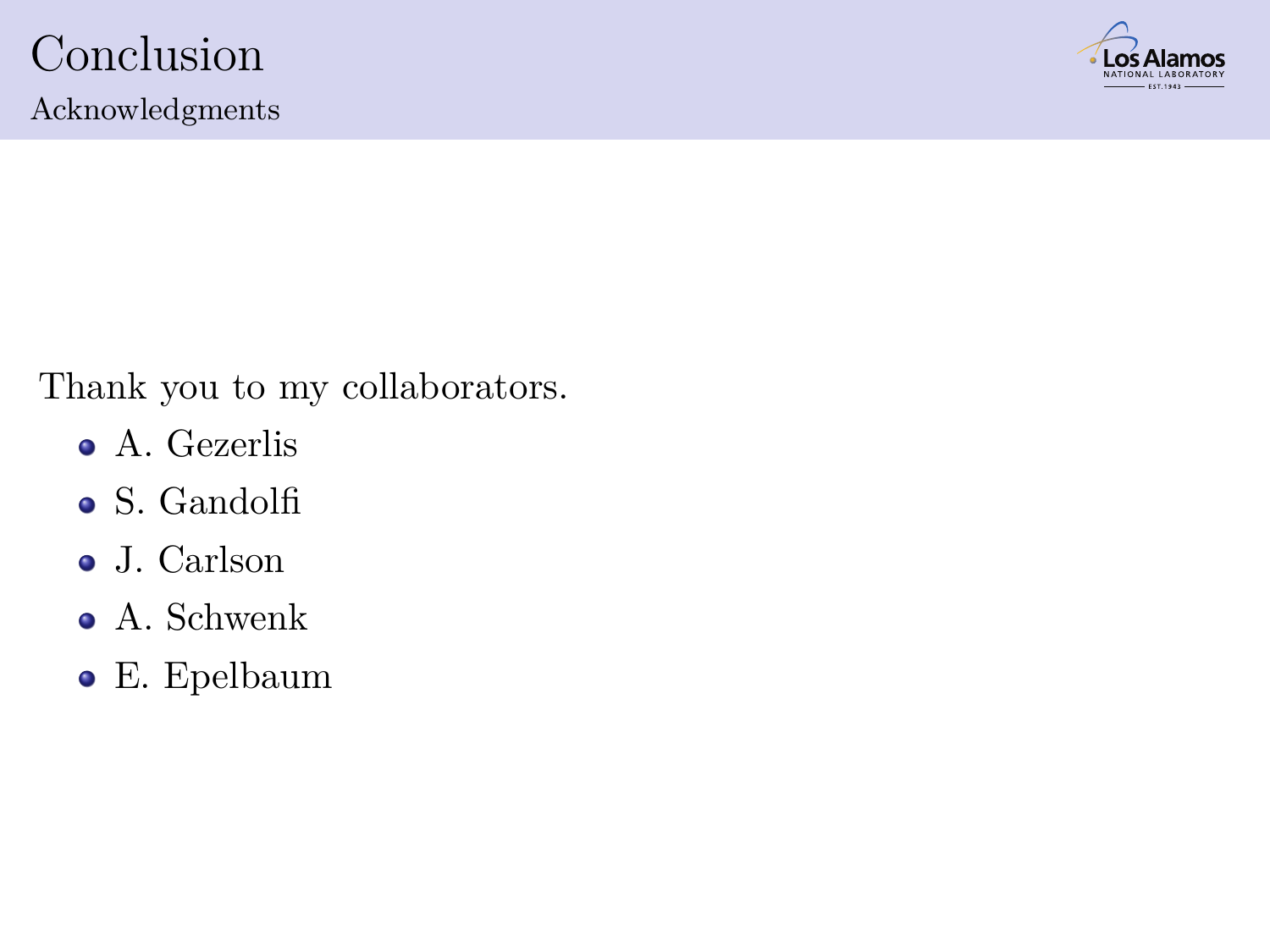# Conclusion

## Acknowledgments

Thank you to my collaborators.

- A. Gezerlis
- S. Gandolfi
- J. Carlson
- A. Schwenk
- E. Epelbaum